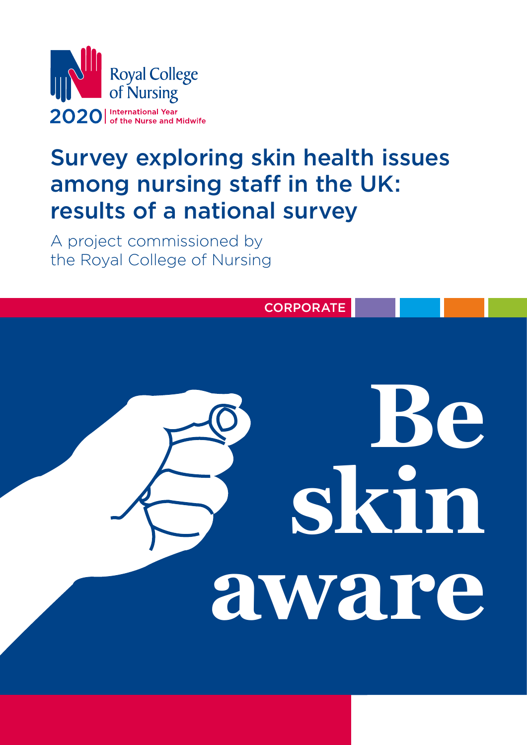Royal College of Nursing

2020 | International Year of the Nurse and Midwife

# Survey exploring skin health issues among nursing staff in the UK: results of a national survey

A project commissioned by the Royal College of Nursing

CORPORATE

**Be skin aware**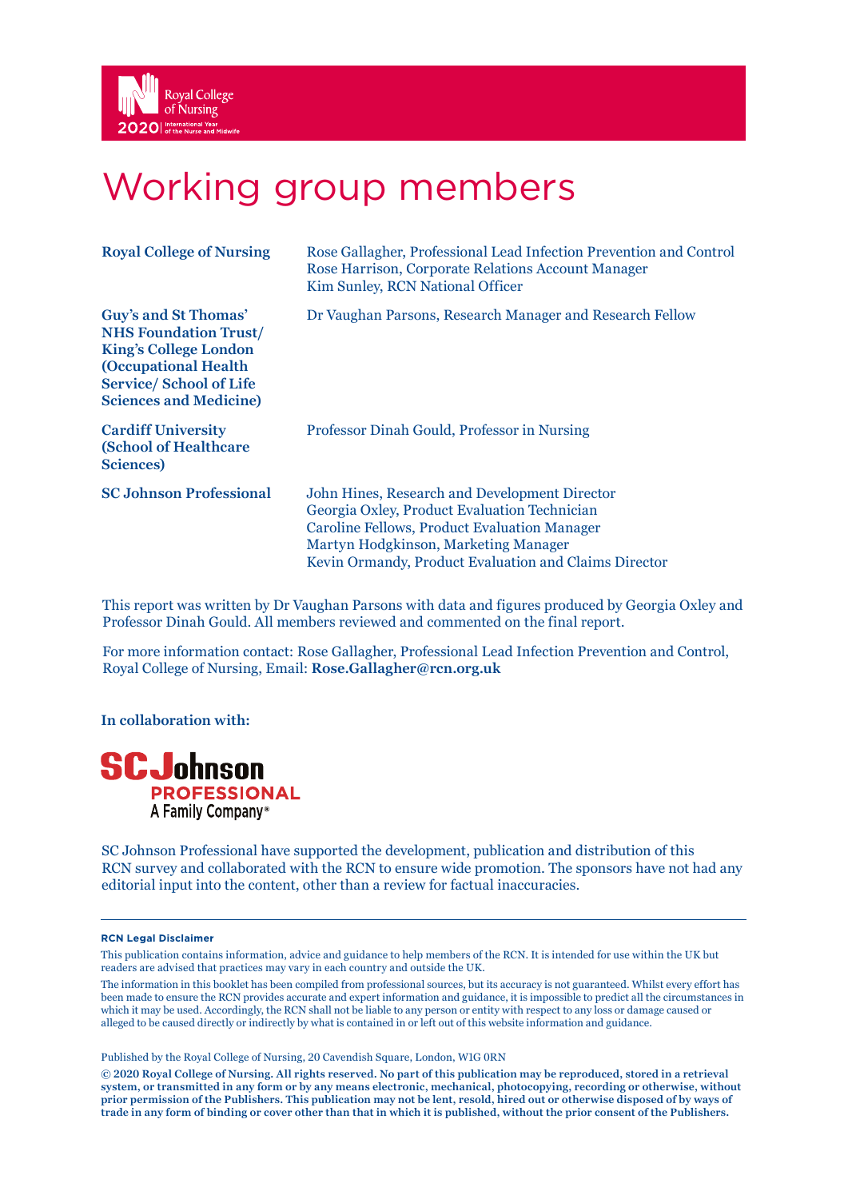# Working group members

| | |
|---|---|
| **Royal College of Nursing** | Rose Gallagher, Professional Lead Infection Prevention and Control<br>Rose Harrison, Corporate Relations Account Manager<br>Kim Sunley, RCN National Officer |
| **Guy's and St Thomas' NHS Foundation Trust/ King's College London (Occupational Health Service/ School of Life Sciences and Medicine)** | Dr Vaughan Parsons, Research Manager and Research Fellow |
| **Cardiff University (School of Healthcare Sciences)** | Professor Dinah Gould, Professor in Nursing |
| **SC Johnson Professional** | John Hines, Research and Development Director<br>Georgia Oxley, Product Evaluation Technician<br>Caroline Fellows, Product Evaluation Manager<br>Martyn Hodgkinson, Marketing Manager<br>Kevin Ormandy, Product Evaluation and Claims Director |

This report was written by Dr Vaughan Parsons with data and figures produced by Georgia Oxley and Professor Dinah Gould. All members reviewed and commented on the final report.

For more information contact: Rose Gallagher, Professional Lead Infection Prevention and Control, Royal College of Nursing, Email: **Rose.Gallagher@rcn.org.uk**

**In collaboration with:**

SC Johnson PROFESSIONAL A Family Company®

SC Johnson Professional have supported the development, publication and distribution of this RCN survey and collaborated with the RCN to ensure wide promotion. The sponsors have not had any editorial input into the content, other than a review for factual inaccuracies.

**RCN Legal Disclaimer**

This publication contains information, advice and guidance to help members of the RCN. It is intended for use within the UK but readers are advised that practices may vary in each country and outside the UK.

The information in this booklet has been compiled from professional sources, but its accuracy is not guaranteed. Whilst every effort has been made to ensure the RCN provides accurate and expert information and guidance, it is impossible to predict all the circumstances in which it may be used. Accordingly, the RCN shall not be liable to any person or entity with respect to any loss or damage caused or alleged to be caused directly or indirectly by what is contained in or left out of this website information and guidance.

Published by the Royal College of Nursing, 20 Cavendish Square, London, W1G 0RN

**© 2020 Royal College of Nursing. All rights reserved. No part of this publication may be reproduced, stored in a retrieval system, or transmitted in any form or by any means electronic, mechanical, photocopying, recording or otherwise, without prior permission of the Publishers. This publication may not be lent, resold, hired out or otherwise disposed of by ways of trade in any form of binding or cover other than that in which it is published, without the prior consent of the Publishers.**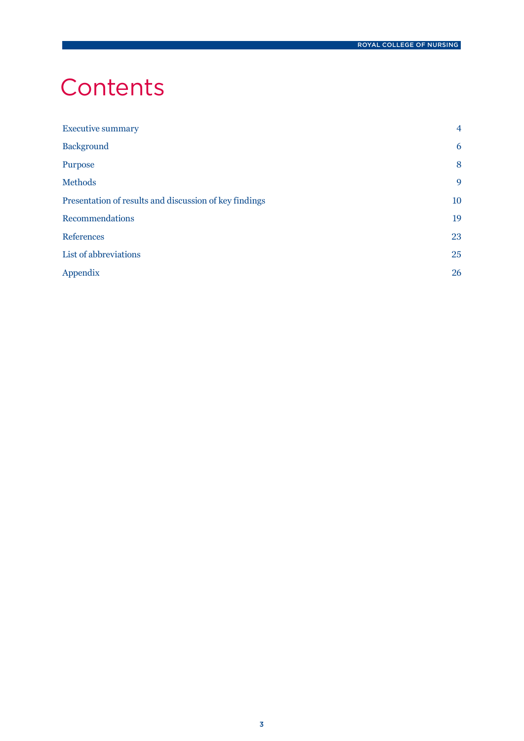# Contents

| | |
|---|---|
| Executive summary | 4 |
| Background | 6 |
| Purpose | 8 |
| Methods | 9 |
| Presentation of results and discussion of key findings | 10 |
| Recommendations | 19 |
| References | 23 |
| List of abbreviations | 25 |
| Appendix | 26 |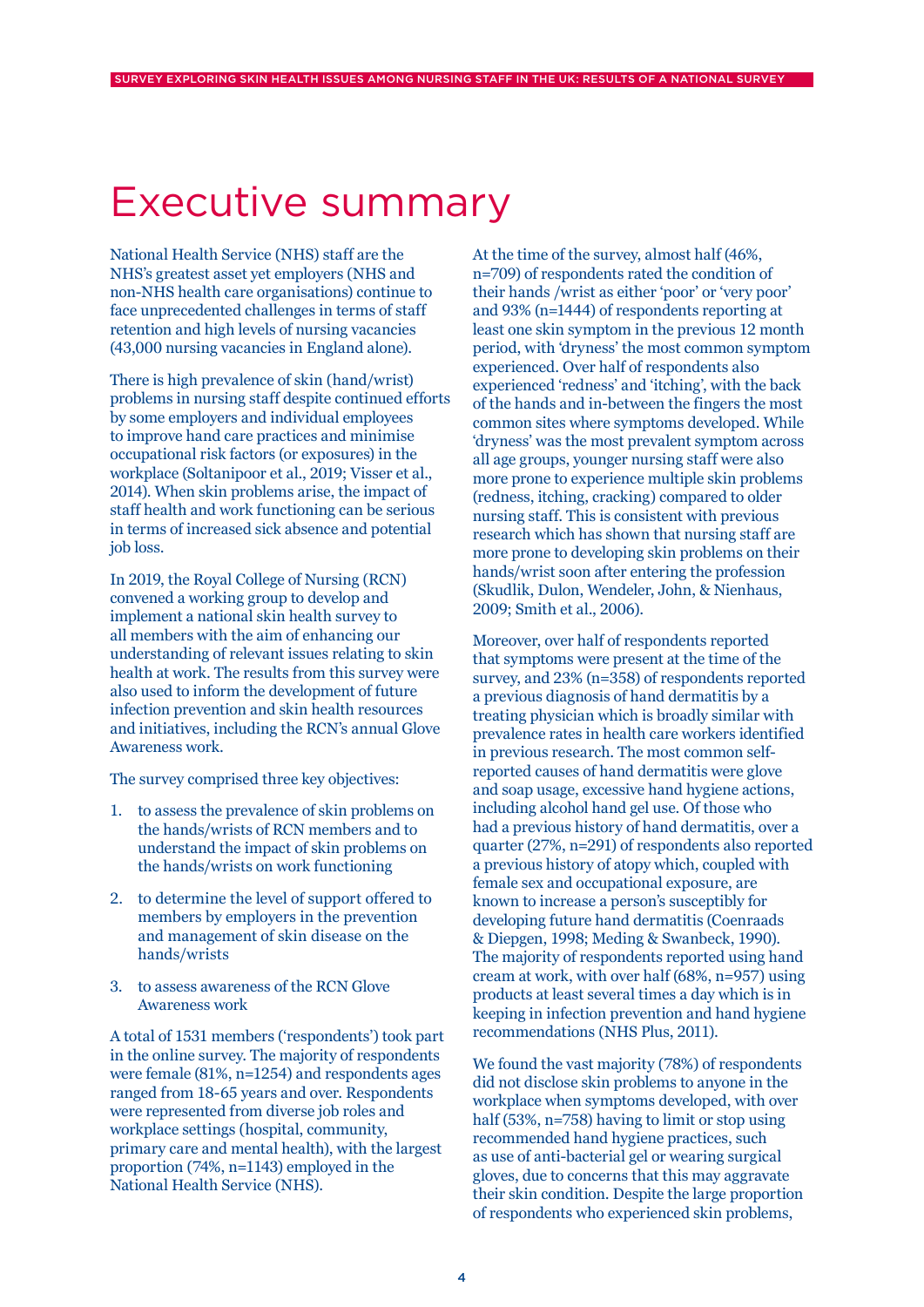# Executive summary

National Health Service (NHS) staff are the NHS's greatest asset yet employers (NHS and non-NHS health care organisations) continue to face unprecedented challenges in terms of staff retention and high levels of nursing vacancies (43,000 nursing vacancies in England alone).

There is high prevalence of skin (hand/wrist) problems in nursing staff despite continued efforts by some employers and individual employees to improve hand care practices and minimise occupational risk factors (or exposures) in the workplace (Soltanipoor et al., 2019; Visser et al., 2014). When skin problems arise, the impact of staff health and work functioning can be serious in terms of increased sick absence and potential job loss.

In 2019, the Royal College of Nursing (RCN) convened a working group to develop and implement a national skin health survey to all members with the aim of enhancing our understanding of relevant issues relating to skin health at work. The results from this survey were also used to inform the development of future infection prevention and skin health resources and initiatives, including the RCN's annual Glove Awareness work.

The survey comprised three key objectives:

1. to assess the prevalence of skin problems on the hands/wrists of RCN members and to understand the impact of skin problems on the hands/wrists on work functioning
2. to determine the level of support offered to members by employers in the prevention and management of skin disease on the hands/wrists
3. to assess awareness of the RCN Glove Awareness work

A total of 1531 members ('respondents') took part in the online survey. The majority of respondents were female (81%, n=1254) and respondents ages ranged from 18-65 years and over. Respondents were represented from diverse job roles and workplace settings (hospital, community, primary care and mental health), with the largest proportion (74%, n=1143) employed in the National Health Service (NHS).

At the time of the survey, almost half (46%, n=709) of respondents rated the condition of their hands /wrist as either 'poor' or 'very poor' and 93% (n=1444) of respondents reporting at least one skin symptom in the previous 12 month period, with 'dryness' the most common symptom experienced. Over half of respondents also experienced 'redness' and 'itching', with the back of the hands and in-between the fingers the most common sites where symptoms developed. While 'dryness' was the most prevalent symptom across all age groups, younger nursing staff were also more prone to experience multiple skin problems (redness, itching, cracking) compared to older nursing staff. This is consistent with previous research which has shown that nursing staff are more prone to developing skin problems on their hands/wrist soon after entering the profession (Skudlik, Dulon, Wendeler, John, & Nienhaus, 2009; Smith et al., 2006).

Moreover, over half of respondents reported that symptoms were present at the time of the survey, and 23% (n=358) of respondents reported a previous diagnosis of hand dermatitis by a treating physician which is broadly similar with prevalence rates in health care workers identified in previous research. The most common self-reported causes of hand dermatitis were glove and soap usage, excessive hand hygiene actions, including alcohol hand gel use. Of those who had a previous history of hand dermatitis, over a quarter (27%, n=291) of respondents also reported a previous history of atopy which, coupled with female sex and occupational exposure, are known to increase a person's susceptibly for developing future hand dermatitis (Coenraads & Diepgen, 1998; Meding & Swanbeck, 1990). The majority of respondents reported using hand cream at work, with over half (68%, n=957) using products at least several times a day which is in keeping in infection prevention and hand hygiene recommendations (NHS Plus, 2011).

We found the vast majority (78%) of respondents did not disclose skin problems to anyone in the workplace when symptoms developed, with over half (53%, n=758) having to limit or stop using recommended hand hygiene practices, such as use of anti-bacterial gel or wearing surgical gloves, due to concerns that this may aggravate their skin condition. Despite the large proportion of respondents who experienced skin problems,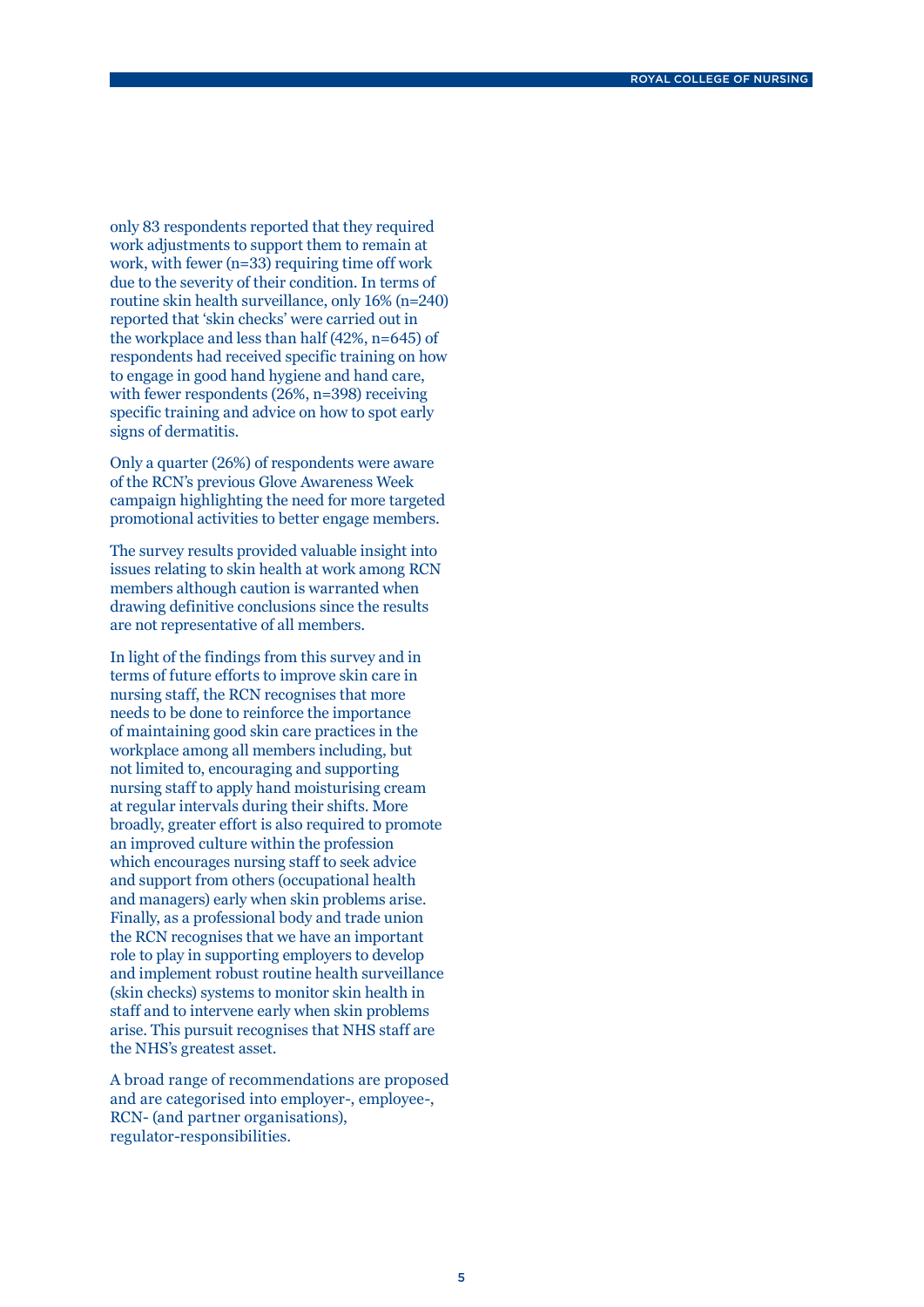only 83 respondents reported that they required work adjustments to support them to remain at work, with fewer (n=33) requiring time off work due to the severity of their condition. In terms of routine skin health surveillance, only 16% (n=240) reported that 'skin checks' were carried out in the workplace and less than half (42%, n=645) of respondents had received specific training on how to engage in good hand hygiene and hand care, with fewer respondents (26%, n=398) receiving specific training and advice on how to spot early signs of dermatitis.

Only a quarter (26%) of respondents were aware of the RCN's previous Glove Awareness Week campaign highlighting the need for more targeted promotional activities to better engage members.

The survey results provided valuable insight into issues relating to skin health at work among RCN members although caution is warranted when drawing definitive conclusions since the results are not representative of all members.

In light of the findings from this survey and in terms of future efforts to improve skin care in nursing staff, the RCN recognises that more needs to be done to reinforce the importance of maintaining good skin care practices in the workplace among all members including, but not limited to, encouraging and supporting nursing staff to apply hand moisturising cream at regular intervals during their shifts. More broadly, greater effort is also required to promote an improved culture within the profession which encourages nursing staff to seek advice and support from others (occupational health and managers) early when skin problems arise. Finally, as a professional body and trade union the RCN recognises that we have an important role to play in supporting employers to develop and implement robust routine health surveillance (skin checks) systems to monitor skin health in staff and to intervene early when skin problems arise. This pursuit recognises that NHS staff are the NHS's greatest asset.

A broad range of recommendations are proposed and are categorised into employer-, employee-, RCN- (and partner organisations), regulator-responsibilities.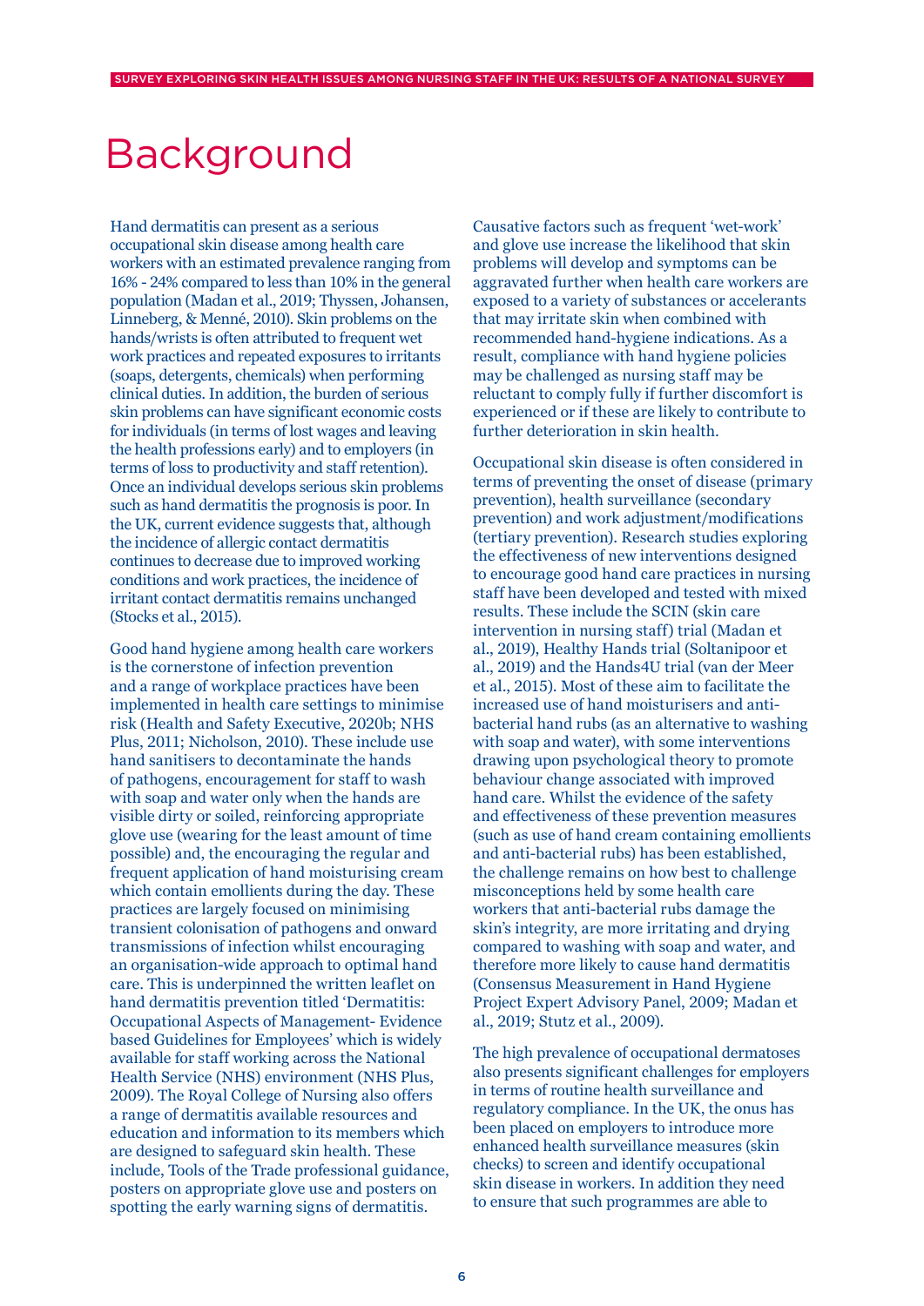# Background

Hand dermatitis can present as a serious occupational skin disease among health care workers with an estimated prevalence ranging from 16% - 24% compared to less than 10% in the general population (Madan et al., 2019; Thyssen, Johansen, Linneberg, & Menné, 2010). Skin problems on the hands/wrists is often attributed to frequent wet work practices and repeated exposures to irritants (soaps, detergents, chemicals) when performing clinical duties. In addition, the burden of serious skin problems can have significant economic costs for individuals (in terms of lost wages and leaving the health professions early) and to employers (in terms of loss to productivity and staff retention). Once an individual develops serious skin problems such as hand dermatitis the prognosis is poor. In the UK, current evidence suggests that, although the incidence of allergic contact dermatitis continues to decrease due to improved working conditions and work practices, the incidence of irritant contact dermatitis remains unchanged (Stocks et al., 2015).

Good hand hygiene among health care workers is the cornerstone of infection prevention and a range of workplace practices have been implemented in health care settings to minimise risk (Health and Safety Executive, 2020b; NHS Plus, 2011; Nicholson, 2010). These include use hand sanitisers to decontaminate the hands of pathogens, encouragement for staff to wash with soap and water only when the hands are visible dirty or soiled, reinforcing appropriate glove use (wearing for the least amount of time possible) and, the encouraging the regular and frequent application of hand moisturising cream which contain emollients during the day. These practices are largely focused on minimising transient colonisation of pathogens and onward transmissions of infection whilst encouraging an organisation-wide approach to optimal hand care. This is underpinned the written leaflet on hand dermatitis prevention titled 'Dermatitis: Occupational Aspects of Management- Evidence based Guidelines for Employees' which is widely available for staff working across the National Health Service (NHS) environment (NHS Plus, 2009). The Royal College of Nursing also offers a range of dermatitis available resources and education and information to its members which are designed to safeguard skin health. These include, Tools of the Trade professional guidance, posters on appropriate glove use and posters on spotting the early warning signs of dermatitis.

Causative factors such as frequent 'wet-work' and glove use increase the likelihood that skin problems will develop and symptoms can be aggravated further when health care workers are exposed to a variety of substances or accelerants that may irritate skin when combined with recommended hand-hygiene indications. As a result, compliance with hand hygiene policies may be challenged as nursing staff may be reluctant to comply fully if further discomfort is experienced or if these are likely to contribute to further deterioration in skin health.

Occupational skin disease is often considered in terms of preventing the onset of disease (primary prevention), health surveillance (secondary prevention) and work adjustment/modifications (tertiary prevention). Research studies exploring the effectiveness of new interventions designed to encourage good hand care practices in nursing staff have been developed and tested with mixed results. These include the SCIN (skin care intervention in nursing staff) trial (Madan et al., 2019), Healthy Hands trial (Soltanipoor et al., 2019) and the Hands4U trial (van der Meer et al., 2015). Most of these aim to facilitate the increased use of hand moisturisers and anti-bacterial hand rubs (as an alternative to washing with soap and water), with some interventions drawing upon psychological theory to promote behaviour change associated with improved hand care. Whilst the evidence of the safety and effectiveness of these prevention measures (such as use of hand cream containing emollients and anti-bacterial rubs) has been established, the challenge remains on how best to challenge misconceptions held by some health care workers that anti-bacterial rubs damage the skin's integrity, are more irritating and drying compared to washing with soap and water, and therefore more likely to cause hand dermatitis (Consensus Measurement in Hand Hygiene Project Expert Advisory Panel, 2009; Madan et al., 2019; Stutz et al., 2009).

The high prevalence of occupational dermatoses also presents significant challenges for employers in terms of routine health surveillance and regulatory compliance. In the UK, the onus has been placed on employers to introduce more enhanced health surveillance measures (skin checks) to screen and identify occupational skin disease in workers. In addition they need to ensure that such programmes are able to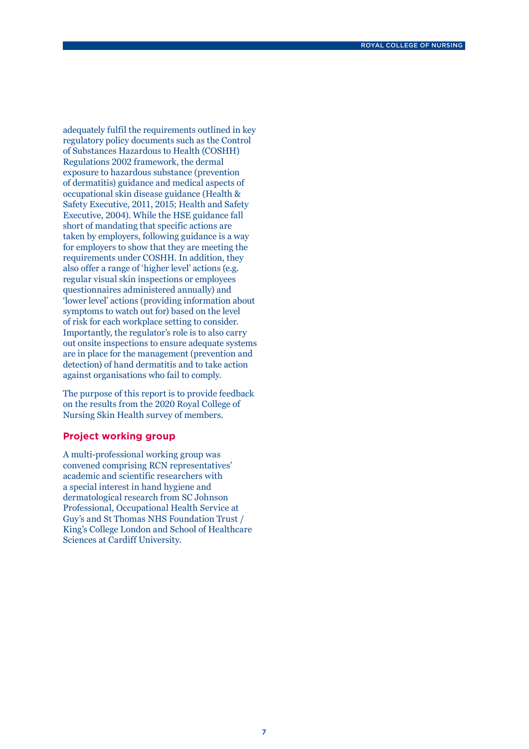adequately fulfil the requirements outlined in key regulatory policy documents such as the Control of Substances Hazardous to Health (COSHH) Regulations 2002 framework, the dermal exposure to hazardous substance (prevention of dermatitis) guidance and medical aspects of occupational skin disease guidance (Health & Safety Executive, 2011, 2015; Health and Safety Executive, 2004). While the HSE guidance fall short of mandating that specific actions are taken by employers, following guidance is a way for employers to show that they are meeting the requirements under COSHH. In addition, they also offer a range of 'higher level' actions (e.g. regular visual skin inspections or employees questionnaires administered annually) and 'lower level' actions (providing information about symptoms to watch out for) based on the level of risk for each workplace setting to consider. Importantly, the regulator's role is to also carry out onsite inspections to ensure adequate systems are in place for the management (prevention and detection) of hand dermatitis and to take action against organisations who fail to comply.

The purpose of this report is to provide feedback on the results from the 2020 Royal College of Nursing Skin Health survey of members.

## Project working group

A multi-professional working group was convened comprising RCN representatives' academic and scientific researchers with a special interest in hand hygiene and dermatological research from SC Johnson Professional, Occupational Health Service at Guy's and St Thomas NHS Foundation Trust / King's College London and School of Healthcare Sciences at Cardiff University.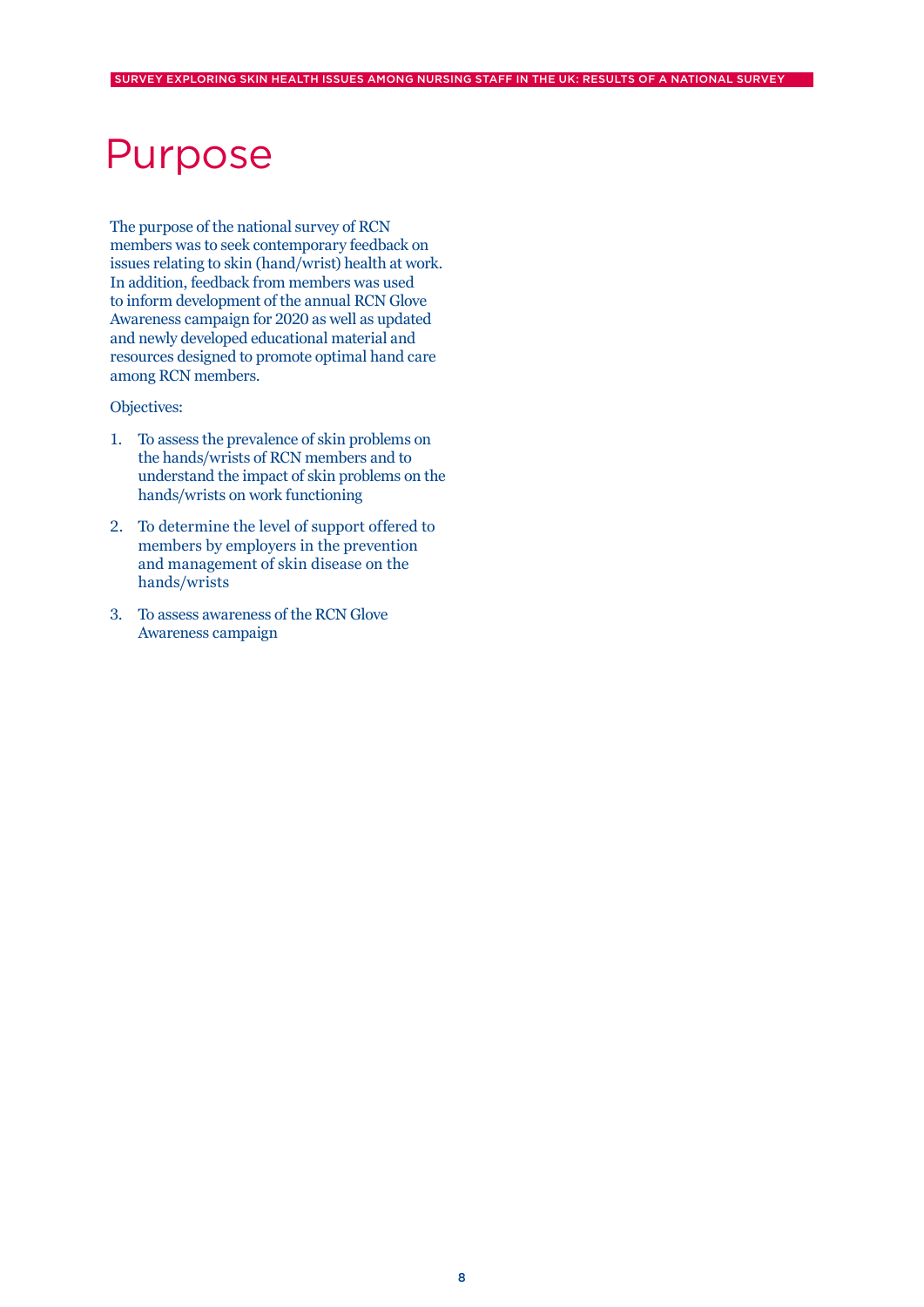# Purpose

The purpose of the national survey of RCN members was to seek contemporary feedback on issues relating to skin (hand/wrist) health at work. In addition, feedback from members was used to inform development of the annual RCN Glove Awareness campaign for 2020 as well as updated and newly developed educational material and resources designed to promote optimal hand care among RCN members.

Objectives:

1. To assess the prevalence of skin problems on the hands/wrists of RCN members and to understand the impact of skin problems on the hands/wrists on work functioning
2. To determine the level of support offered to members by employers in the prevention and management of skin disease on the hands/wrists
3. To assess awareness of the RCN Glove Awareness campaign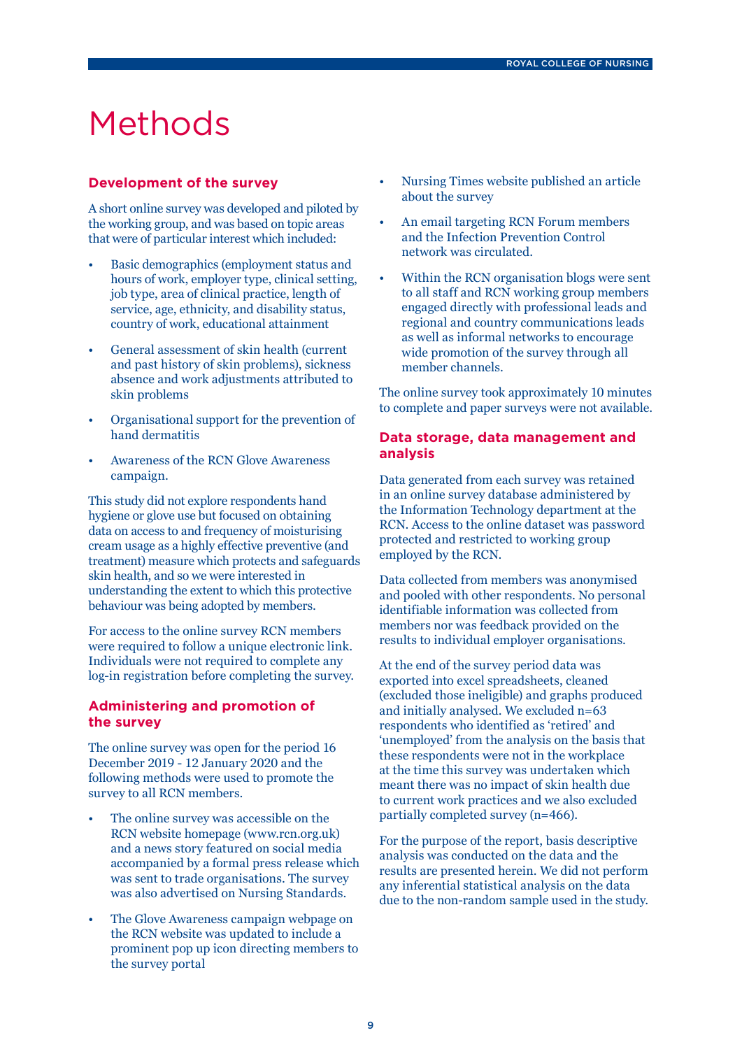# Methods

### Development of the survey

A short online survey was developed and piloted by the working group, and was based on topic areas that were of particular interest which included:

- Basic demographics (employment status and hours of work, employer type, clinical setting, job type, area of clinical practice, length of service, age, ethnicity, and disability status, country of work, educational attainment
- General assessment of skin health (current and past history of skin problems), sickness absence and work adjustments attributed to skin problems
- Organisational support for the prevention of hand dermatitis
- Awareness of the RCN Glove Awareness campaign.

This study did not explore respondents hand hygiene or glove use but focused on obtaining data on access to and frequency of moisturising cream usage as a highly effective preventive (and treatment) measure which protects and safeguards skin health, and so we were interested in understanding the extent to which this protective behaviour was being adopted by members.

For access to the online survey RCN members were required to follow a unique electronic link. Individuals were not required to complete any log-in registration before completing the survey.

### Administering and promotion of the survey

The online survey was open for the period 16 December 2019 - 12 January 2020 and the following methods were used to promote the survey to all RCN members.

- The online survey was accessible on the RCN website homepage (www.rcn.org.uk) and a news story featured on social media accompanied by a formal press release which was sent to trade organisations. The survey was also advertised on Nursing Standards.
- The Glove Awareness campaign webpage on the RCN website was updated to include a prominent pop up icon directing members to the survey portal
- Nursing Times website published an article about the survey
- An email targeting RCN Forum members and the Infection Prevention Control network was circulated.
- Within the RCN organisation blogs were sent to all staff and RCN working group members engaged directly with professional leads and regional and country communications leads as well as informal networks to encourage wide promotion of the survey through all member channels.

The online survey took approximately 10 minutes to complete and paper surveys were not available.

### Data storage, data management and analysis

Data generated from each survey was retained in an online survey database administered by the Information Technology department at the RCN. Access to the online dataset was password protected and restricted to working group employed by the RCN.

Data collected from members was anonymised and pooled with other respondents. No personal identifiable information was collected from members nor was feedback provided on the results to individual employer organisations.

At the end of the survey period data was exported into excel spreadsheets, cleaned (excluded those ineligible) and graphs produced and initially analysed. We excluded n=63 respondents who identified as 'retired' and 'unemployed' from the analysis on the basis that these respondents were not in the workplace at the time this survey was undertaken which meant there was no impact of skin health due to current work practices and we also excluded partially completed survey (n=466).

For the purpose of the report, basis descriptive analysis was conducted on the data and the results are presented herein. We did not perform any inferential statistical analysis on the data due to the non-random sample used in the study.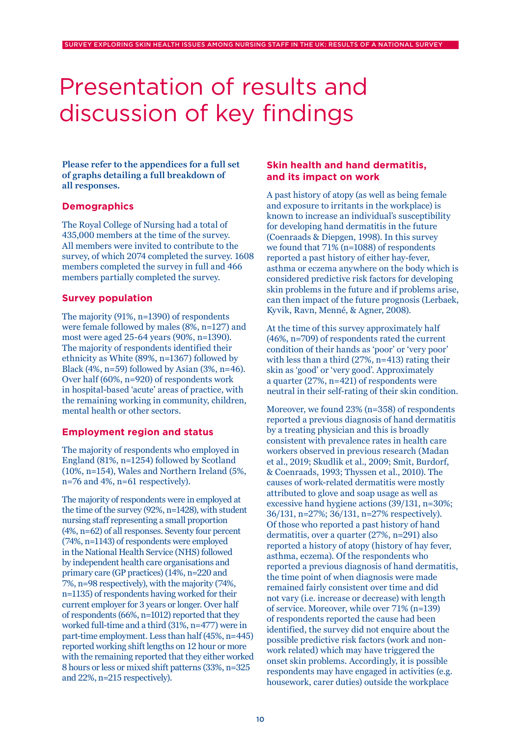# Presentation of results and discussion of key findings

**Please refer to the appendices for a full set of graphs detailing a full breakdown of all responses.**

## Demographics

The Royal College of Nursing had a total of 435,000 members at the time of the survey. All members were invited to contribute to the survey, of which 2074 completed the survey. 1608 members completed the survey in full and 466 members partially completed the survey.

## Survey population

The majority (91%, n=1390) of respondents were female followed by males (8%, n=127) and most were aged 25-64 years (90%, n=1390). The majority of respondents identified their ethnicity as White (89%, n=1367) followed by Black (4%, n=59) followed by Asian (3%, n=46). Over half (60%, n=920) of respondents work in hospital-based 'acute' areas of practice, with the remaining working in community, children, mental health or other sectors.

## Employment region and status

The majority of respondents who employed in England (81%, n=1254) followed by Scotland (10%, n=154), Wales and Northern Ireland (5%, n=76 and 4%, n=61 respectively).

The majority of respondents were in employed at the time of the survey (92%, n=1428), with student nursing staff representing a small proportion (4%, n=62) of all responses. Seventy four percent (74%, n=1143) of respondents were employed in the National Health Service (NHS) followed by independent health care organisations and primary care (GP practices) (14%, n=220 and 7%, n=98 respectively), with the majority (74%, n=1135) of respondents having worked for their current employer for 3 years or longer. Over half of respondents (66%, n=1012) reported that they worked full-time and a third (31%, n=477) were in part-time employment. Less than half (45%, n=445) reported working shift lengths on 12 hour or more with the remaining reported that they either worked 8 hours or less or mixed shift patterns (33%, n=325 and 22%, n=215 respectively).

## Skin health and hand dermatitis, and its impact on work

A past history of atopy (as well as being female and exposure to irritants in the workplace) is known to increase an individual's susceptibility for developing hand dermatitis in the future (Coenraads & Diepgen, 1998). In this survey we found that 71% (n=1088) of respondents reported a past history of either hay-fever, asthma or eczema anywhere on the body which is considered predictive risk factors for developing skin problems in the future and if problems arise, can then impact of the future prognosis (Lerbaek, Kyvik, Ravn, Menné, & Agner, 2008).

At the time of this survey approximately half (46%, n=709) of respondents rated the current condition of their hands as 'poor' or 'very poor' with less than a third (27%, n=413) rating their skin as 'good' or 'very good'. Approximately a quarter (27%, n=421) of respondents were neutral in their self-rating of their skin condition.

Moreover, we found 23% (n=358) of respondents reported a previous diagnosis of hand dermatitis by a treating physician and this is broadly consistent with prevalence rates in health care workers observed in previous research (Madan et al., 2019; Skudlik et al., 2009; Smit, Burdorf, & Coenraads, 1993; Thyssen et al., 2010). The causes of work-related dermatitis were mostly attributed to glove and soap usage as well as excessive hand hygiene actions (39/131, n=30%; 36/131, n=27%; 36/131, n=27% respectively). Of those who reported a past history of hand dermatitis, over a quarter (27%, n=291) also reported a history of atopy (history of hay fever, asthma, eczema). Of the respondents who reported a previous diagnosis of hand dermatitis, the time point of when diagnosis were made remained fairly consistent over time and did not vary (i.e. increase or decrease) with length of service. Moreover, while over 71% (n=139) of respondents reported the cause had been identified, the survey did not enquire about the possible predictive risk factors (work and non-work related) which may have triggered the onset skin problems. Accordingly, it is possible respondents may have engaged in activities (e.g. housework, carer duties) outside the workplace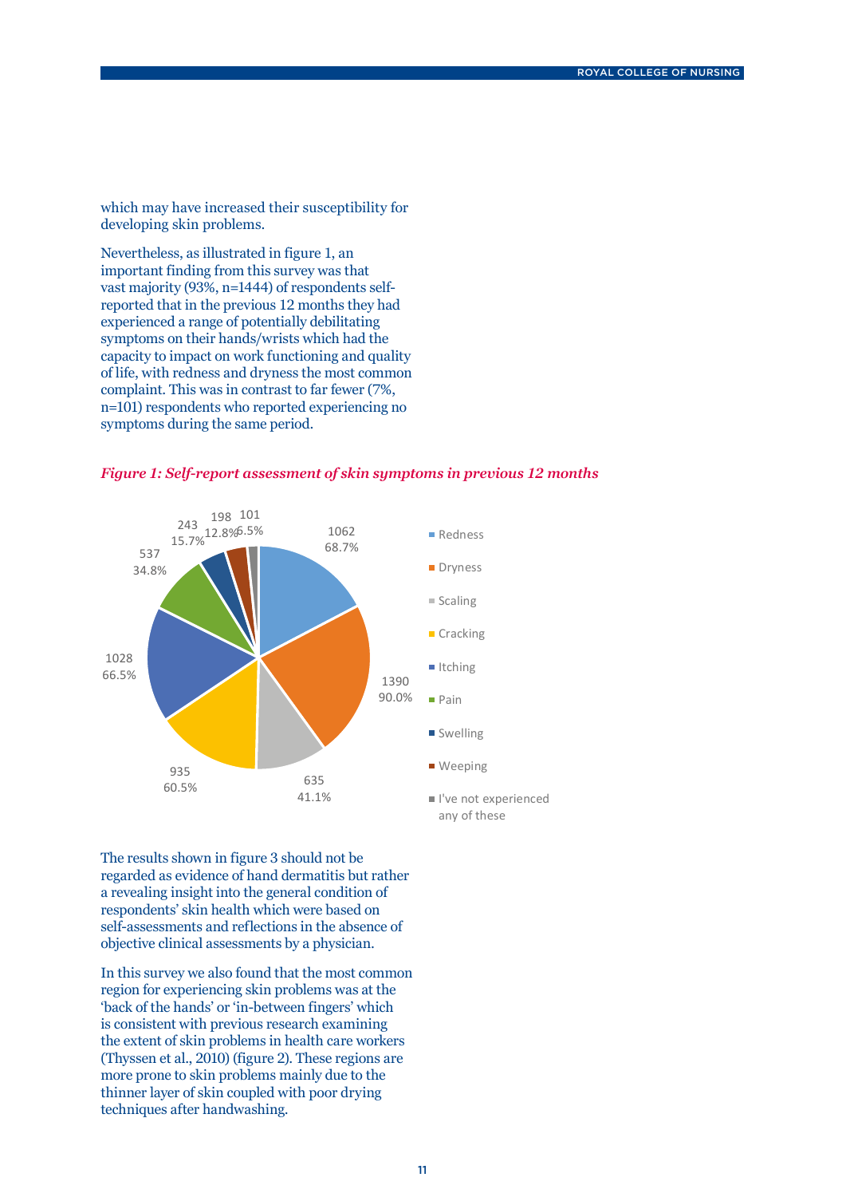which may have increased their susceptibility for developing skin problems.

Nevertheless, as illustrated in figure 1, an important finding from this survey was that vast majority (93%, n=1444) of respondents self-reported that in the previous 12 months they had experienced a range of potentially debilitating symptoms on their hands/wrists which had the capacity to impact on work functioning and quality of life, with redness and dryness the most common complaint. This was in contrast to far fewer (7%, n=101) respondents who reported experiencing no symptoms during the same period.

***Figure 1: Self-report assessment of skin symptoms in previous 12 months***

| Symptom | n | % |
|---|---|---|
| Redness | 1062 | 68.7% |
| Dryness | 1390 | 90.0% |
| Scaling | 635 | 41.1% |
| Cracking | 935 | 60.5% |
| Itching | 1028 | 66.5% |
| Pain | 537 | 34.8% |
| Swelling | 243 | 15.7% |
| Weeping | 198 | 12.8% |
| I've not experienced any of these | 101 | 6.5% |

The results shown in figure 3 should not be regarded as evidence of hand dermatitis but rather a revealing insight into the general condition of respondents' skin health which were based on self-assessments and reflections in the absence of objective clinical assessments by a physician.

In this survey we also found that the most common region for experiencing skin problems was at the 'back of the hands' or 'in-between fingers' which is consistent with previous research examining the extent of skin problems in health care workers (Thyssen et al., 2010) (figure 2). These regions are more prone to skin problems mainly due to the thinner layer of skin coupled with poor drying techniques after handwashing.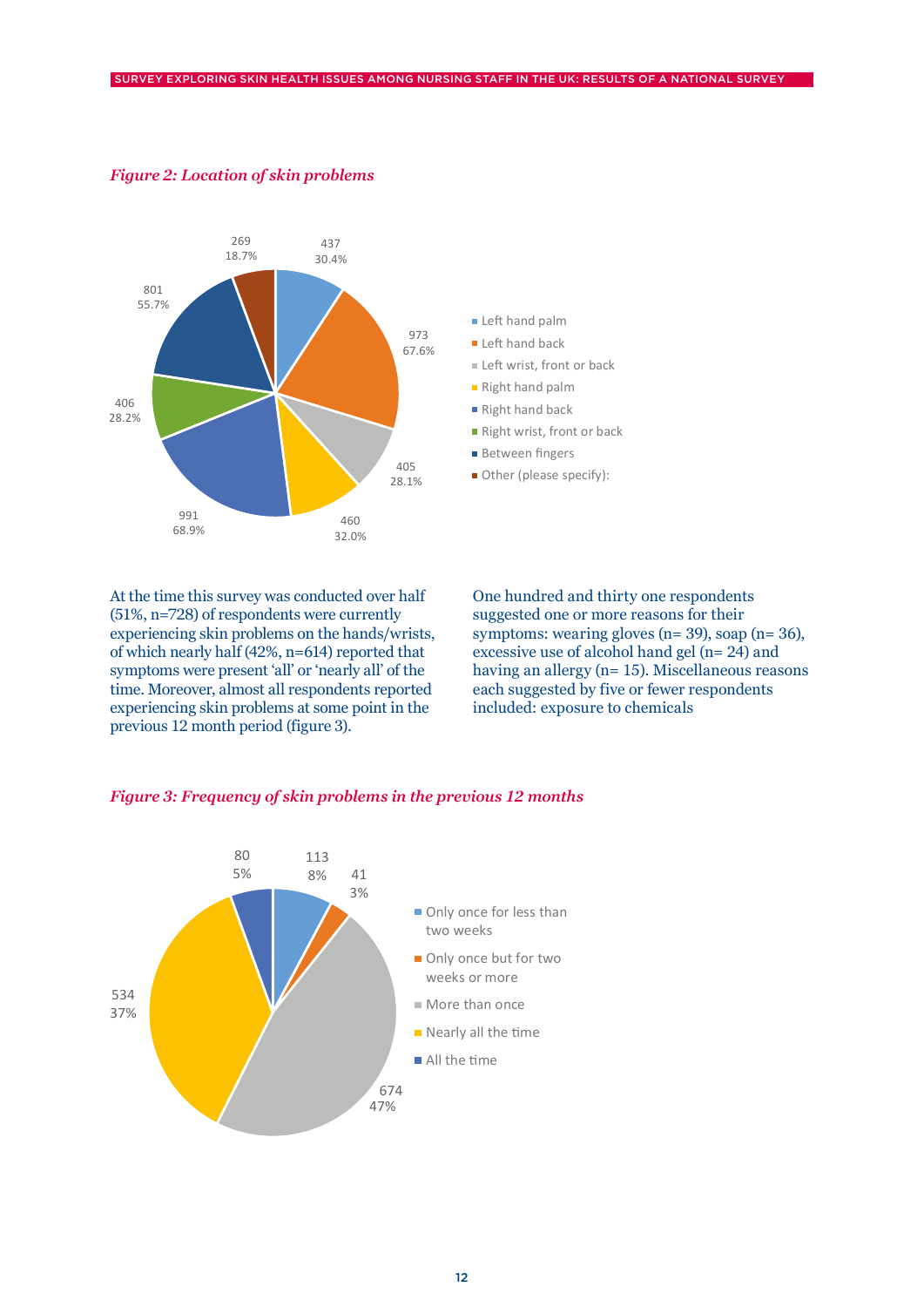*Figure 2: Location of skin problems*

| Location | n | % |
|---|---|---|
| Left hand palm | 437 | 30.4% |
| Left hand back | 973 | 67.6% |
| Left wrist, front or back | 405 | 28.1% |
| Right hand palm | 460 | 32.0% |
| Right hand back | 991 | 68.9% |
| Right wrist, front or back | 406 | 28.2% |
| Between fingers | 801 | 55.7% |
| Other (please specify): | 269 | 18.7% |

At the time this survey was conducted over half (51%, n=728) of respondents were currently experiencing skin problems on the hands/wrists, of which nearly half (42%, n=614) reported that symptoms were present 'all' or 'nearly all' of the time. Moreover, almost all respondents reported experiencing skin problems at some point in the previous 12 month period (figure 3).

One hundred and thirty one respondents suggested one or more reasons for their symptoms: wearing gloves (n= 39), soap (n= 36), excessive use of alcohol hand gel (n= 24) and having an allergy (n= 15). Miscellaneous reasons each suggested by five or fewer respondents included: exposure to chemicals

*Figure 3: Frequency of skin problems in the previous 12 months*

| Frequency | n | % |
|---|---|---|
| Only once for less than two weeks | 113 | 8% |
| Only once but for two weeks or more | 41 | 3% |
| More than once | 674 | 47% |
| Nearly all the time | 534 | 37% |
| All the time | 80 | 5% |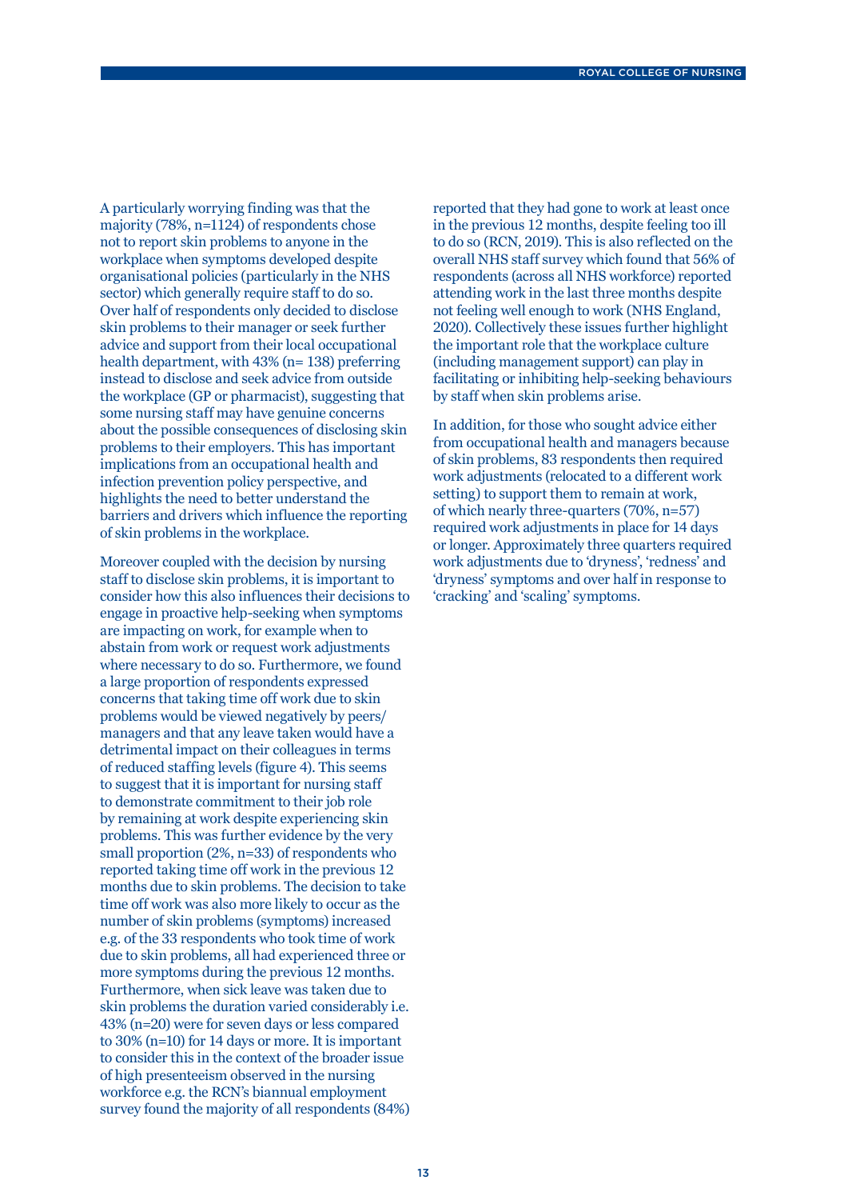A particularly worrying finding was that the majority (78%, n=1124) of respondents chose not to report skin problems to anyone in the workplace when symptoms developed despite organisational policies (particularly in the NHS sector) which generally require staff to do so. Over half of respondents only decided to disclose skin problems to their manager or seek further advice and support from their local occupational health department, with 43% (n= 138) preferring instead to disclose and seek advice from outside the workplace (GP or pharmacist), suggesting that some nursing staff may have genuine concerns about the possible consequences of disclosing skin problems to their employers. This has important implications from an occupational health and infection prevention policy perspective, and highlights the need to better understand the barriers and drivers which influence the reporting of skin problems in the workplace.

Moreover coupled with the decision by nursing staff to disclose skin problems, it is important to consider how this also influences their decisions to engage in proactive help-seeking when symptoms are impacting on work, for example when to abstain from work or request work adjustments where necessary to do so. Furthermore, we found a large proportion of respondents expressed concerns that taking time off work due to skin problems would be viewed negatively by peers/managers and that any leave taken would have a detrimental impact on their colleagues in terms of reduced staffing levels (figure 4). This seems to suggest that it is important for nursing staff to demonstrate commitment to their job role by remaining at work despite experiencing skin problems. This was further evidence by the very small proportion (2%, n=33) of respondents who reported taking time off work in the previous 12 months due to skin problems. The decision to take time off work was also more likely to occur as the number of skin problems (symptoms) increased e.g. of the 33 respondents who took time of work due to skin problems, all had experienced three or more symptoms during the previous 12 months. Furthermore, when sick leave was taken due to skin problems the duration varied considerably i.e. 43% (n=20) were for seven days or less compared to 30% (n=10) for 14 days or more. It is important to consider this in the context of the broader issue of high presenteeism observed in the nursing workforce e.g. the RCN's biannual employment survey found the majority of all respondents (84%) reported that they had gone to work at least once in the previous 12 months, despite feeling too ill to do so (RCN, 2019). This is also reflected on the overall NHS staff survey which found that 56% of respondents (across all NHS workforce) reported attending work in the last three months despite not feeling well enough to work (NHS England, 2020). Collectively these issues further highlight the important role that the workplace culture (including management support) can play in facilitating or inhibiting help-seeking behaviours by staff when skin problems arise.

In addition, for those who sought advice either from occupational health and managers because of skin problems, 83 respondents then required work adjustments (relocated to a different work setting) to support them to remain at work, of which nearly three-quarters (70%, n=57) required work adjustments in place for 14 days or longer. Approximately three quarters required work adjustments due to 'dryness', 'redness' and 'dryness' symptoms and over half in response to 'cracking' and 'scaling' symptoms.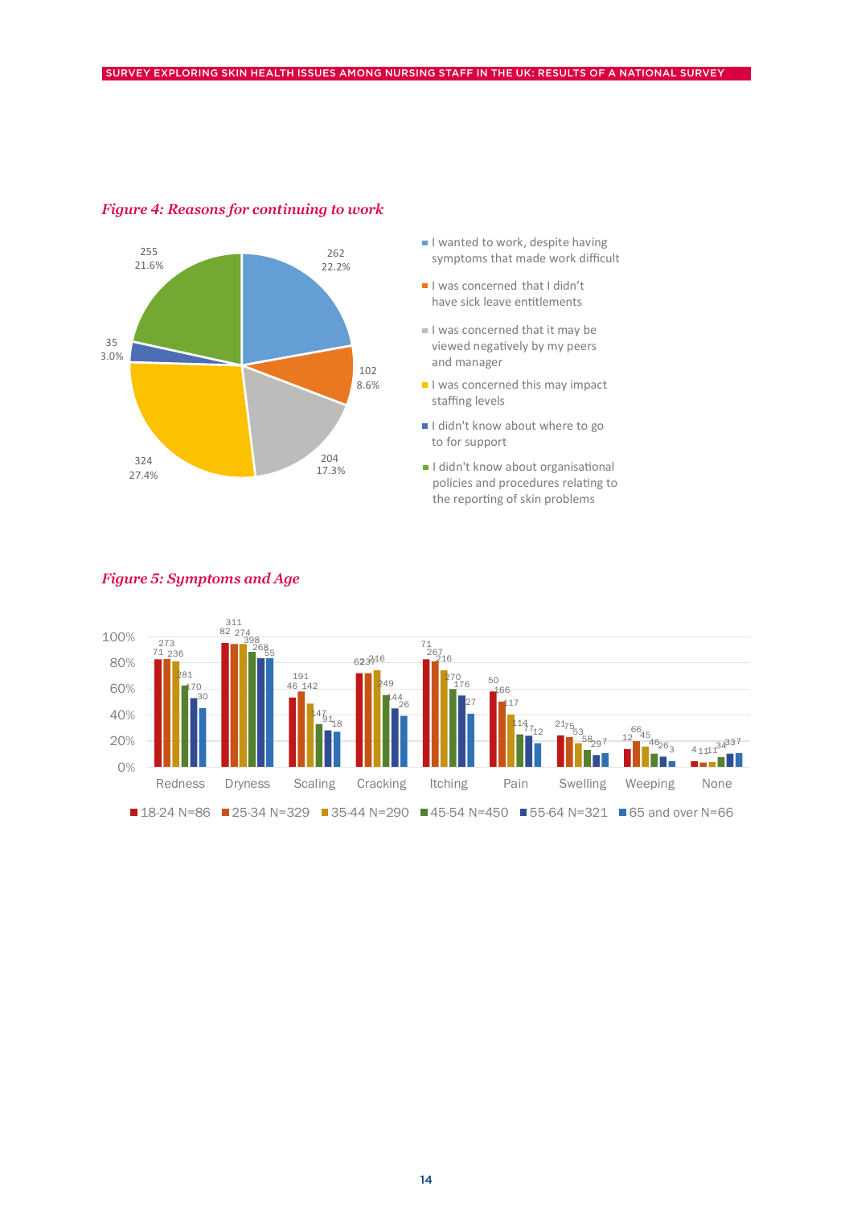*Figure 4: Reasons for continuing to work*

| Reason | Count | Percentage |
|---|---|---|
| I wanted to work, despite having symptoms that made work difficult | 262 | 22.2% |
| I was concerned that I didn't have sick leave entitlements | 102 | 8.6% |
| I was concerned that it may be viewed negatively by my peers and manager | 204 | 17.3% |
| I was concerned this may impact staffing levels | 324 | 27.4% |
| I didn't know about where to go to for support | 35 | 3.0% |
| I didn't know about organisational policies and procedures relating to the reporting of skin problems | 255 | 21.6% |

*Figure 5: Symptoms and Age*

Symptoms: Redness, Dryness, Scaling, Cracking, Itching, Pain, Swelling, Weeping, None

Age groups: 18-24 N=86; 25-34 N=329; 35-44 N=290; 45-54 N=450; 55-64 N=321; 65 and over N=66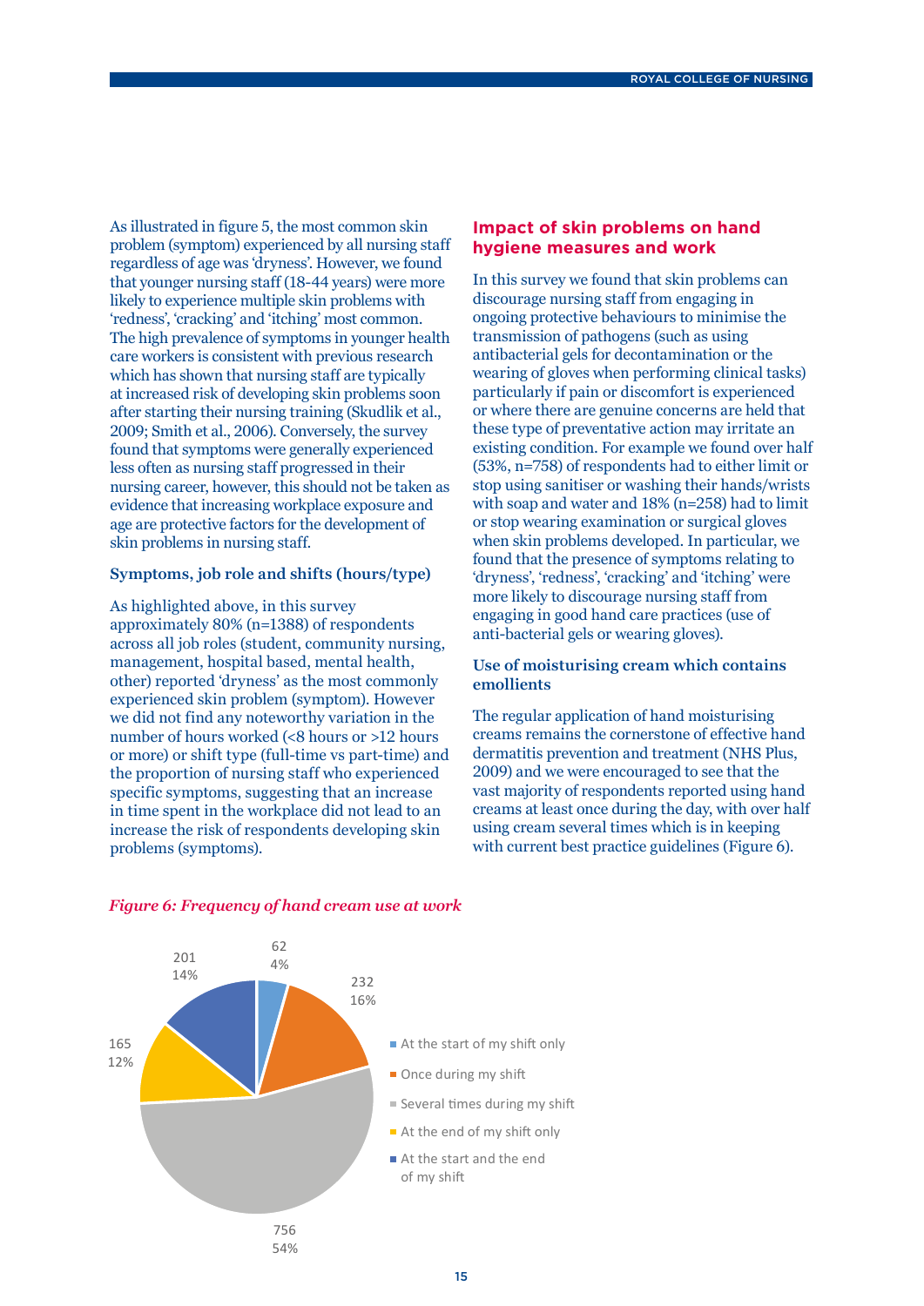As illustrated in figure 5, the most common skin problem (symptom) experienced by all nursing staff regardless of age was 'dryness'. However, we found that younger nursing staff (18-44 years) were more likely to experience multiple skin problems with 'redness', 'cracking' and 'itching' most common. The high prevalence of symptoms in younger health care workers is consistent with previous research which has shown that nursing staff are typically at increased risk of developing skin problems soon after starting their nursing training (Skudlik et al., 2009; Smith et al., 2006). Conversely, the survey found that symptoms were generally experienced less often as nursing staff progressed in their nursing career, however, this should not be taken as evidence that increasing workplace exposure and age are protective factors for the development of skin problems in nursing staff.

### Symptoms, job role and shifts (hours/type)

As highlighted above, in this survey approximately 80% (n=1388) of respondents across all job roles (student, community nursing, management, hospital based, mental health, other) reported 'dryness' as the most commonly experienced skin problem (symptom). However we did not find any noteworthy variation in the number of hours worked (<8 hours or >12 hours or more) or shift type (full-time vs part-time) and the proportion of nursing staff who experienced specific symptoms, suggesting that an increase in time spent in the workplace did not lead to an increase the risk of respondents developing skin problems (symptoms).

## Impact of skin problems on hand hygiene measures and work

In this survey we found that skin problems can discourage nursing staff from engaging in ongoing protective behaviours to minimise the transmission of pathogens (such as using antibacterial gels for decontamination or the wearing of gloves when performing clinical tasks) particularly if pain or discomfort is experienced or where there are genuine concerns are held that these type of preventative action may irritate an existing condition. For example we found over half (53%, n=758) of respondents had to either limit or stop using sanitiser or washing their hands/wrists with soap and water and 18% (n=258) had to limit or stop wearing examination or surgical gloves when skin problems developed. In particular, we found that the presence of symptoms relating to 'dryness', 'redness', 'cracking' and 'itching' were more likely to discourage nursing staff from engaging in good hand care practices (use of anti-bacterial gels or wearing gloves).

### Use of moisturising cream which contains emollients

The regular application of hand moisturising creams remains the cornerstone of effective hand dermatitis prevention and treatment (NHS Plus, 2009) and we were encouraged to see that the vast majority of respondents reported using hand creams at least once during the day, with over half using cream several times which is in keeping with current best practice guidelines (Figure 6).

*Figure 6: Frequency of hand cream use at work*

| Frequency | n | % |
|---|---|---|
| At the start of my shift only | 62 | 4% |
| Once during my shift | 232 | 16% |
| Several times during my shift | 756 | 54% |
| At the end of my shift only | 165 | 12% |
| At the start and the end of my shift | 201 | 14% |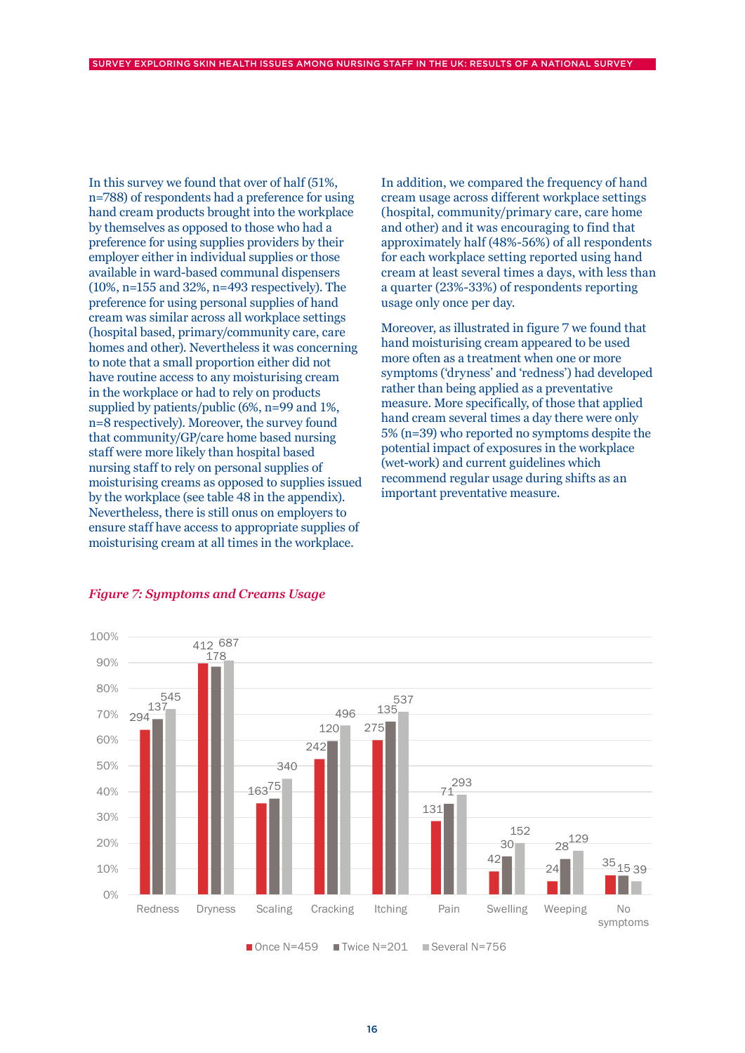In this survey we found that over of half (51%, n=788) of respondents had a preference for using hand cream products brought into the workplace by themselves as opposed to those who had a preference for using supplies providers by their employer either in individual supplies or those available in ward-based communal dispensers (10%, n=155 and 32%, n=493 respectively). The preference for using personal supplies of hand cream was similar across all workplace settings (hospital based, primary/community care, care homes and other). Nevertheless it was concerning to note that a small proportion either did not have routine access to any moisturising cream in the workplace or had to rely on products supplied by patients/public (6%, n=99 and 1%, n=8 respectively). Moreover, the survey found that community/GP/care home based nursing staff were more likely than hospital based nursing staff to rely on personal supplies of moisturising creams as opposed to supplies issued by the workplace (see table 48 in the appendix). Nevertheless, there is still onus on employers to ensure staff have access to appropriate supplies of moisturising cream at all times in the workplace.

In addition, we compared the frequency of hand cream usage across different workplace settings (hospital, community/primary care, care home and other) and it was encouraging to find that approximately half (48%-56%) of all respondents for each workplace setting reported using hand cream at least several times a days, with less than a quarter (23%-33%) of respondents reporting usage only once per day.

Moreover, as illustrated in figure 7 we found that hand moisturising cream appeared to be used more often as a treatment when one or more symptoms ('dryness' and 'redness') had developed rather than being applied as a preventative measure. More specifically, of those that applied hand cream several times a day there were only 5% (n=39) who reported no symptoms despite the potential impact of exposures in the workplace (wet-work) and current guidelines which recommend regular usage during shifts as an important preventative measure.

*Figure 7: Symptoms and Creams Usage*

| Symptom | Once N=459 | Twice N=201 | Several N=756 |
|---|---|---|---|
| Redness | 294 | 137 | 545 |
| Dryness | 412 | 178 | 687 |
| Scaling | 163 | 75 | 340 |
| Cracking | 242 | 120 | 496 |
| Itching | 275 | 135 | 537 |
| Pain | 131 | 71 | 293 |
| Swelling | 42 | 30 | 152 |
| Weeping | 24 | 28 | 129 |
| No symptoms | 35 | 15 | 39 |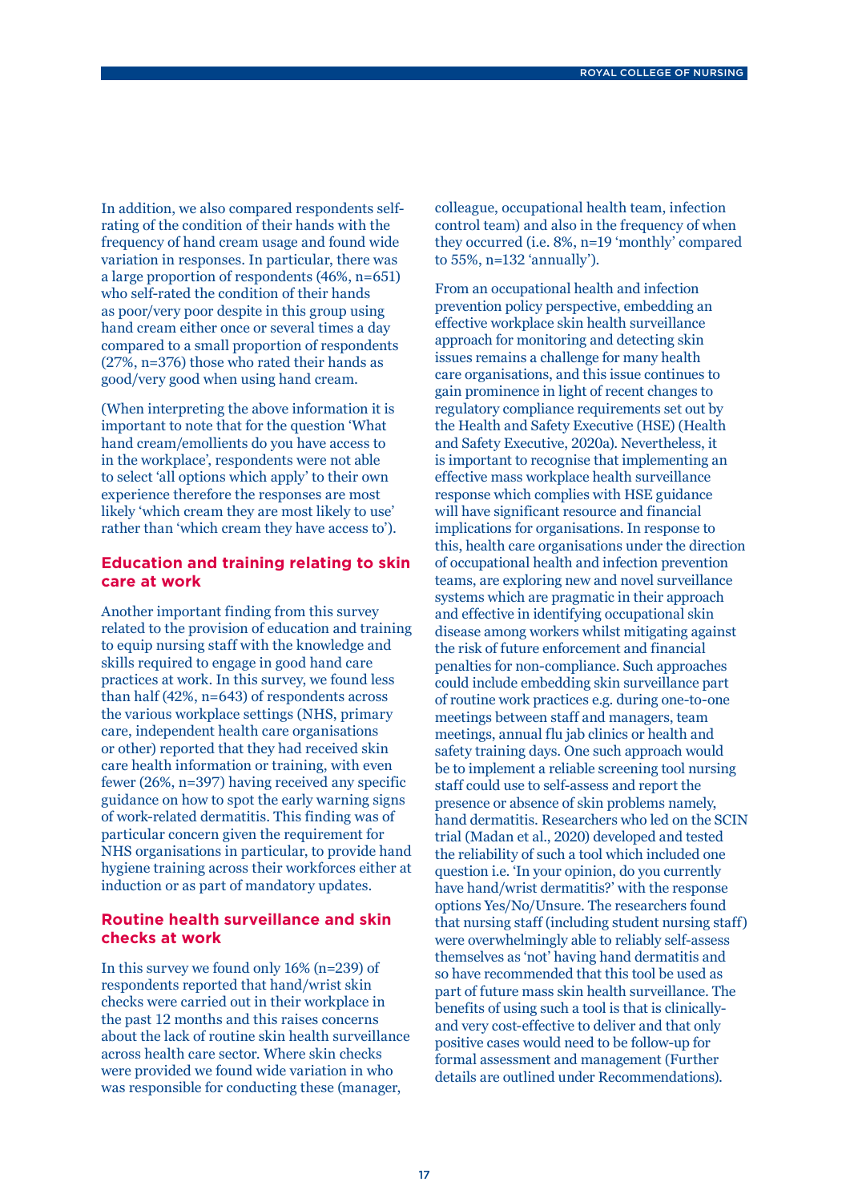In addition, we also compared respondents self-rating of the condition of their hands with the frequency of hand cream usage and found wide variation in responses. In particular, there was a large proportion of respondents (46%, n=651) who self-rated the condition of their hands as poor/very poor despite in this group using hand cream either once or several times a day compared to a small proportion of respondents (27%, n=376) those who rated their hands as good/very good when using hand cream.

(When interpreting the above information it is important to note that for the question 'What hand cream/emollients do you have access to in the workplace', respondents were not able to select 'all options which apply' to their own experience therefore the responses are most likely 'which cream they are most likely to use' rather than 'which cream they have access to').

## Education and training relating to skin care at work

Another important finding from this survey related to the provision of education and training to equip nursing staff with the knowledge and skills required to engage in good hand care practices at work. In this survey, we found less than half (42%, n=643) of respondents across the various workplace settings (NHS, primary care, independent health care organisations or other) reported that they had received skin care health information or training, with even fewer (26%, n=397) having received any specific guidance on how to spot the early warning signs of work-related dermatitis. This finding was of particular concern given the requirement for NHS organisations in particular, to provide hand hygiene training across their workforces either at induction or as part of mandatory updates.

## Routine health surveillance and skin checks at work

In this survey we found only 16% (n=239) of respondents reported that hand/wrist skin checks were carried out in their workplace in the past 12 months and this raises concerns about the lack of routine skin health surveillance across health care sector. Where skin checks were provided we found wide variation in who was responsible for conducting these (manager, colleague, occupational health team, infection control team) and also in the frequency of when they occurred (i.e. 8%, n=19 'monthly' compared to 55%, n=132 'annually').

From an occupational health and infection prevention policy perspective, embedding an effective workplace skin health surveillance approach for monitoring and detecting skin issues remains a challenge for many health care organisations, and this issue continues to gain prominence in light of recent changes to regulatory compliance requirements set out by the Health and Safety Executive (HSE) (Health and Safety Executive, 2020a). Nevertheless, it is important to recognise that implementing an effective mass workplace health surveillance response which complies with HSE guidance will have significant resource and financial implications for organisations. In response to this, health care organisations under the direction of occupational health and infection prevention teams, are exploring new and novel surveillance systems which are pragmatic in their approach and effective in identifying occupational skin disease among workers whilst mitigating against the risk of future enforcement and financial penalties for non-compliance. Such approaches could include embedding skin surveillance part of routine work practices e.g. during one-to-one meetings between staff and managers, team meetings, annual flu jab clinics or health and safety training days. One such approach would be to implement a reliable screening tool nursing staff could use to self-assess and report the presence or absence of skin problems namely, hand dermatitis. Researchers who led on the SCIN trial (Madan et al., 2020) developed and tested the reliability of such a tool which included one question i.e. 'In your opinion, do you currently have hand/wrist dermatitis?' with the response options Yes/No/Unsure. The researchers found that nursing staff (including student nursing staff) were overwhelmingly able to reliably self-assess themselves as 'not' having hand dermatitis and so have recommended that this tool be used as part of future mass skin health surveillance. The benefits of using such a tool is that is clinically- and very cost-effective to deliver and that only positive cases would need to be follow-up for formal assessment and management (Further details are outlined under Recommendations).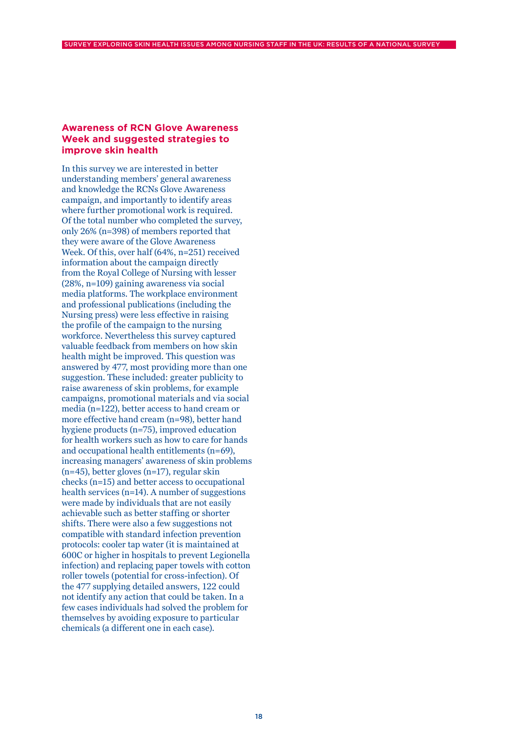## Awareness of RCN Glove Awareness Week and suggested strategies to improve skin health

In this survey we are interested in better understanding members' general awareness and knowledge the RCNs Glove Awareness campaign, and importantly to identify areas where further promotional work is required. Of the total number who completed the survey, only 26% (n=398) of members reported that they were aware of the Glove Awareness Week. Of this, over half (64%, n=251) received information about the campaign directly from the Royal College of Nursing with lesser (28%, n=109) gaining awareness via social media platforms. The workplace environment and professional publications (including the Nursing press) were less effective in raising the profile of the campaign to the nursing workforce. Nevertheless this survey captured valuable feedback from members on how skin health might be improved. This question was answered by 477, most providing more than one suggestion. These included: greater publicity to raise awareness of skin problems, for example campaigns, promotional materials and via social media (n=122), better access to hand cream or more effective hand cream (n=98), better hand hygiene products (n=75), improved education for health workers such as how to care for hands and occupational health entitlements (n=69), increasing managers' awareness of skin problems (n=45), better gloves (n=17), regular skin checks (n=15) and better access to occupational health services (n=14). A number of suggestions were made by individuals that are not easily achievable such as better staffing or shorter shifts. There were also a few suggestions not compatible with standard infection prevention protocols: cooler tap water (it is maintained at 600C or higher in hospitals to prevent Legionella infection) and replacing paper towels with cotton roller towels (potential for cross-infection). Of the 477 supplying detailed answers, 122 could not identify any action that could be taken. In a few cases individuals had solved the problem for themselves by avoiding exposure to particular chemicals (a different one in each case).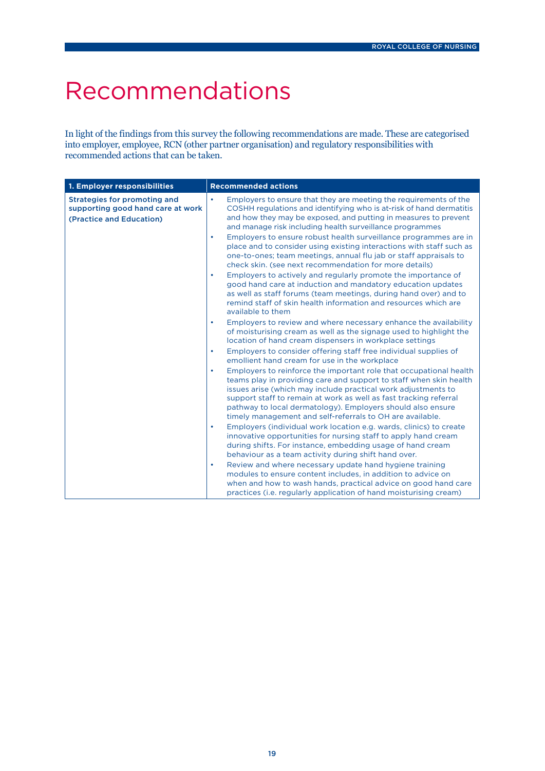# Recommendations

In light of the findings from this survey the following recommendations are made. These are categorised into employer, employee, RCN (other partner organisation) and regulatory responsibilities with recommended actions that can be taken.

| 1. Employer responsibilities | Recommended actions |
|---|---|
| **Strategies for promoting and supporting good hand care at work (Practice and Education)** | • Employers to ensure that they are meeting the requirements of the COSHH regulations and identifying who is at-risk of hand dermatitis and how they may be exposed, and putting in measures to prevent and manage risk including health surveillance programmes<br>• Employers to ensure robust health surveillance programmes are in place and to consider using existing interactions with staff such as one-to-ones; team meetings, annual flu jab or staff appraisals to check skin. (see next recommendation for more details)<br>• Employers to actively and regularly promote the importance of good hand care at induction and mandatory education updates as well as staff forums (team meetings, during hand over) and to remind staff of skin health information and resources which are available to them<br>• Employers to review and where necessary enhance the availability of moisturising cream as well as the signage used to highlight the location of hand cream dispensers in workplace settings<br>• Employers to consider offering staff free individual supplies of emollient hand cream for use in the workplace<br>• Employers to reinforce the important role that occupational health teams play in providing care and support to staff when skin health issues arise (which may include practical work adjustments to support staff to remain at work as well as fast tracking referral pathway to local dermatology). Employers should also ensure timely management and self-referrals to OH are available.<br>• Employers (individual work location e.g. wards, clinics) to create innovative opportunities for nursing staff to apply hand cream during shifts. For instance, embedding usage of hand cream behaviour as a team activity during shift hand over.<br>• Review and where necessary update hand hygiene training modules to ensure content includes, in addition to advice on when and how to wash hands, practical advice on good hand care practices (i.e. regularly application of hand moisturising cream) |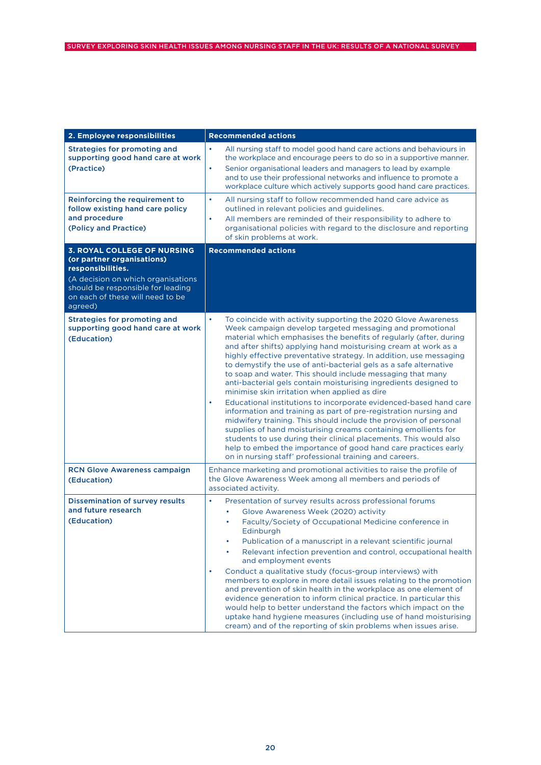| 2. Employee responsibilities | Recommended actions |
|---|---|
| **Strategies for promoting and supporting good hand care at work (Practice)** | • All nursing staff to model good hand care actions and behaviours in the workplace and encourage peers to do so in a supportive manner.<br>• Senior organisational leaders and managers to lead by example and to use their professional networks and influence to promote a workplace culture which actively supports good hand care practices. |
| **Reinforcing the requirement to follow existing hand care policy and procedure (Policy and Practice)** | • All nursing staff to follow recommended hand care advice as outlined in relevant policies and guidelines.<br>• All members are reminded of their responsibility to adhere to organisational policies with regard to the disclosure and reporting of skin problems at work. |
| **3. ROYAL COLLEGE OF NURSING (or partner organisations) responsibilities.**<br>(A decision on which organisations should be responsible for leading on each of these will need to be agreed) | **Recommended actions** |
| **Strategies for promoting and supporting good hand care at work (Education)** | • To coincide with activity supporting the 2020 Glove Awareness Week campaign develop targeted messaging and promotional material which emphasises the benefits of regularly (after, during and after shifts) applying hand moisturising cream at work as a highly effective preventative strategy. In addition, use messaging to demystify the use of anti-bacterial gels as a safe alternative to soap and water. This should include messaging that many anti-bacterial gels contain moisturising ingredients designed to minimise skin irritation when applied as dire<br>• Educational institutions to incorporate evidenced-based hand care information and training as part of pre-registration nursing and midwifery training. This should include the provision of personal supplies of hand moisturising creams containing emollients for students to use during their clinical placements. This would also help to embed the importance of good hand care practices early on in nursing staff' professional training and careers. |
| **RCN Glove Awareness campaign (Education)** | Enhance marketing and promotional activities to raise the profile of the Glove Awareness Week among all members and periods of associated activity. |
| **Dissemination of survey results and future research (Education)** | • Presentation of survey results across professional forums<br>&nbsp;&nbsp;&nbsp;&nbsp;• Glove Awareness Week (2020) activity<br>&nbsp;&nbsp;&nbsp;&nbsp;• Faculty/Society of Occupational Medicine conference in Edinburgh<br>&nbsp;&nbsp;&nbsp;&nbsp;• Publication of a manuscript in a relevant scientific journal<br>&nbsp;&nbsp;&nbsp;&nbsp;• Relevant infection prevention and control, occupational health and employment events<br>• Conduct a qualitative study (focus-group interviews) with members to explore in more detail issues relating to the promotion and prevention of skin health in the workplace as one element of evidence generation to inform clinical practice. In particular this would help to better understand the factors which impact on the uptake hand hygiene measures (including use of hand moisturising cream) and of the reporting of skin problems when issues arise. |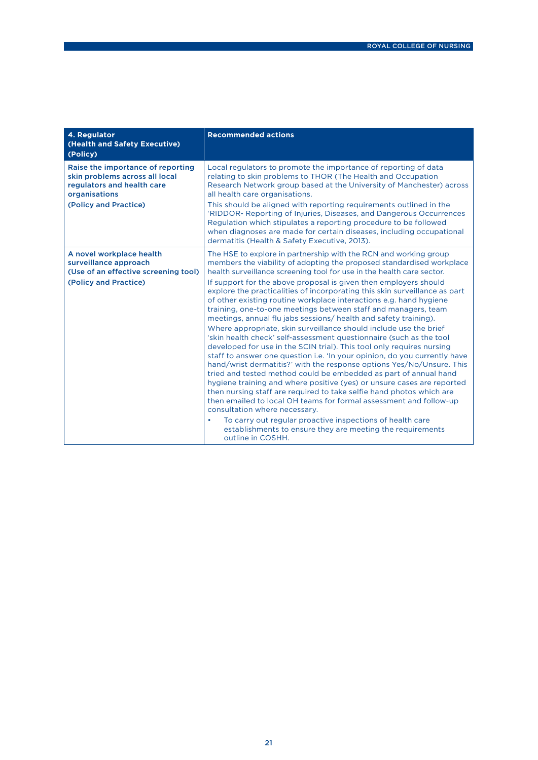| 4. Regulator (Health and Safety Executive) (Policy) | Recommended actions |
|---|---|
| **Raise the importance of reporting skin problems across all local regulators and health care organisations**<br><br>**(Policy and Practice)** | Local regulators to promote the importance of reporting of data relating to skin problems to THOR (The Health and Occupation Research Network group based at the University of Manchester) across all health care organisations.<br><br>This should be aligned with reporting requirements outlined in the 'RIDDOR- Reporting of Injuries, Diseases, and Dangerous Occurrences Regulation which stipulates a reporting procedure to be followed when diagnoses are made for certain diseases, including occupational dermatitis (Health & Safety Executive, 2013). |
| **A novel workplace health surveillance approach (Use of an effective screening tool)**<br><br>**(Policy and Practice)** | The HSE to explore in partnership with the RCN and working group members the viability of adopting the proposed standardised workplace health surveillance screening tool for use in the health care sector.<br><br>If support for the above proposal is given then employers should explore the practicalities of incorporating this skin surveillance as part of other existing routine workplace interactions e.g. hand hygiene training, one-to-one meetings between staff and managers, team meetings, annual flu jabs sessions/ health and safety training).<br><br>Where appropriate, skin surveillance should include use the brief 'skin health check' self-assessment questionnaire (such as the tool developed for use in the SCIN trial). This tool only requires nursing staff to answer one question i.e. 'In your opinion, do you currently have hand/wrist dermatitis?' with the response options Yes/No/Unsure. This tried and tested method could be embedded as part of annual hand hygiene training and where positive (yes) or unsure cases are reported then nursing staff are required to take selfie hand photos which are then emailed to local OH teams for formal assessment and follow-up consultation where necessary.<br><br>• To carry out regular proactive inspections of health care establishments to ensure they are meeting the requirements outline in COSHH. |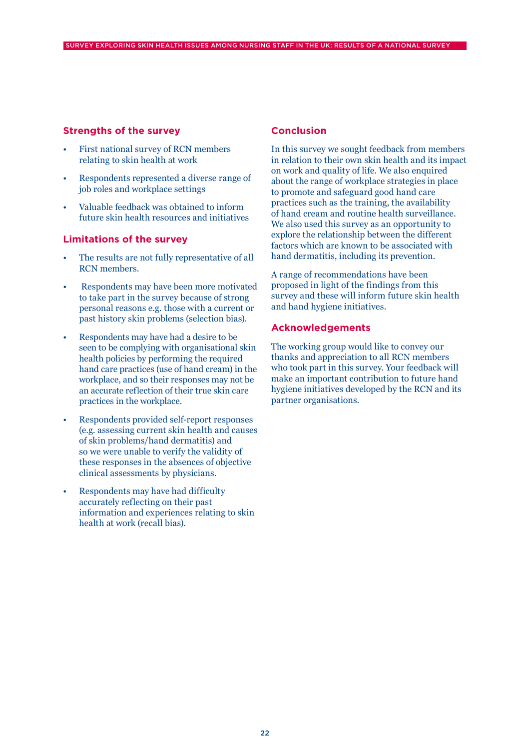## Strengths of the survey

- First national survey of RCN members relating to skin health at work
- Respondents represented a diverse range of job roles and workplace settings
- Valuable feedback was obtained to inform future skin health resources and initiatives

## Limitations of the survey

- The results are not fully representative of all RCN members.
- Respondents may have been more motivated to take part in the survey because of strong personal reasons e.g. those with a current or past history skin problems (selection bias).
- Respondents may have had a desire to be seen to be complying with organisational skin health policies by performing the required hand care practices (use of hand cream) in the workplace, and so their responses may not be an accurate reflection of their true skin care practices in the workplace.
- Respondents provided self-report responses (e.g. assessing current skin health and causes of skin problems/hand dermatitis) and so we were unable to verify the validity of these responses in the absences of objective clinical assessments by physicians.
- Respondents may have had difficulty accurately reflecting on their past information and experiences relating to skin health at work (recall bias).

## Conclusion

In this survey we sought feedback from members in relation to their own skin health and its impact on work and quality of life. We also enquired about the range of workplace strategies in place to promote and safeguard good hand care practices such as the training, the availability of hand cream and routine health surveillance. We also used this survey as an opportunity to explore the relationship between the different factors which are known to be associated with hand dermatitis, including its prevention.

A range of recommendations have been proposed in light of the findings from this survey and these will inform future skin health and hand hygiene initiatives.

## Acknowledgements

The working group would like to convey our thanks and appreciation to all RCN members who took part in this survey. Your feedback will make an important contribution to future hand hygiene initiatives developed by the RCN and its partner organisations.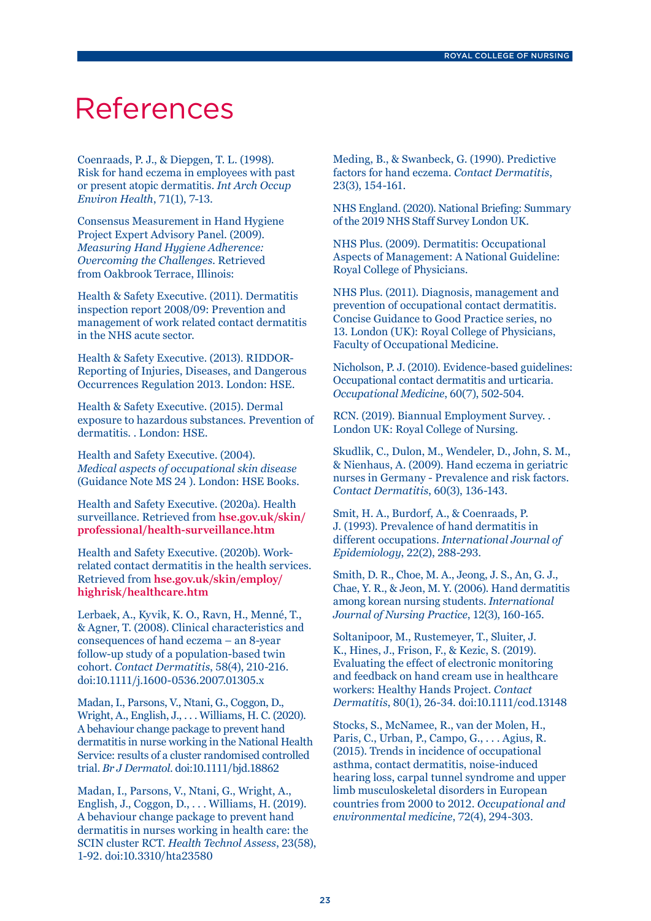# References

Coenraads, P. J., & Diepgen, T. L. (1998). Risk for hand eczema in employees with past or present atopic dermatitis. *Int Arch Occup Environ Health*, 71(1), 7-13.

Consensus Measurement in Hand Hygiene Project Expert Advisory Panel. (2009). *Measuring Hand Hygiene Adherence: Overcoming the Challenges*. Retrieved from Oakbrook Terrace, Illinois:

Health & Safety Executive. (2011). Dermatitis inspection report 2008/09: Prevention and management of work related contact dermatitis in the NHS acute sector.

Health & Safety Executive. (2013). RIDDOR-Reporting of Injuries, Diseases, and Dangerous Occurrences Regulation 2013. London: HSE.

Health & Safety Executive. (2015). Dermal exposure to hazardous substances. Prevention of dermatitis. . London: HSE.

Health and Safety Executive. (2004). *Medical aspects of occupational skin disease* (Guidance Note MS 24 ). London: HSE Books.

Health and Safety Executive. (2020a). Health surveillance. Retrieved from **hse.gov.uk/skin/professional/health-surveillance.htm**

Health and Safety Executive. (2020b). Work-related contact dermatitis in the health services. Retrieved from **hse.gov.uk/skin/employ/highrisk/healthcare.htm**

Lerbaek, A., Kyvik, K. O., Ravn, H., Menné, T., & Agner, T. (2008). Clinical characteristics and consequences of hand eczema – an 8-year follow-up study of a population-based twin cohort. *Contact Dermatitis*, 58(4), 210-216. doi:10.1111/j.1600-0536.2007.01305.x

Madan, I., Parsons, V., Ntani, G., Coggon, D., Wright, A., English, J., . . . Williams, H. C. (2020). A behaviour change package to prevent hand dermatitis in nurse working in the National Health Service: results of a cluster randomised controlled trial. *Br J Dermatol*. doi:10.1111/bjd.18862

Madan, I., Parsons, V., Ntani, G., Wright, A., English, J., Coggon, D., . . . Williams, H. (2019). A behaviour change package to prevent hand dermatitis in nurses working in health care: the SCIN cluster RCT. *Health Technol Assess*, 23(58), 1-92. doi:10.3310/hta23580

Meding, B., & Swanbeck, G. (1990). Predictive factors for hand eczema. *Contact Dermatitis*, 23(3), 154-161.

NHS England. (2020). National Briefing: Summary of the 2019 NHS Staff Survey London UK.

NHS Plus. (2009). Dermatitis: Occupational Aspects of Management: A National Guideline: Royal College of Physicians.

NHS Plus. (2011). Diagnosis, management and prevention of occupational contact dermatitis. Concise Guidance to Good Practice series, no 13. London (UK): Royal College of Physicians, Faculty of Occupational Medicine.

Nicholson, P. J. (2010). Evidence-based guidelines: Occupational contact dermatitis and urticaria. *Occupational Medicine*, 60(7), 502-504.

RCN. (2019). Biannual Employment Survey. . London UK: Royal College of Nursing.

Skudlik, C., Dulon, M., Wendeler, D., John, S. M., & Nienhaus, A. (2009). Hand eczema in geriatric nurses in Germany - Prevalence and risk factors. *Contact Dermatitis*, 60(3), 136-143.

Smit, H. A., Burdorf, A., & Coenraads, P. J. (1993). Prevalence of hand dermatitis in different occupations. *International Journal of Epidemiology*, 22(2), 288-293.

Smith, D. R., Choe, M. A., Jeong, J. S., An, G. J., Chae, Y. R., & Jeon, M. Y. (2006). Hand dermatitis among korean nursing students. *International Journal of Nursing Practice*, 12(3), 160-165.

Soltanipoor, M., Rustemeyer, T., Sluiter, J. K., Hines, J., Frison, F., & Kezic, S. (2019). Evaluating the effect of electronic monitoring and feedback on hand cream use in healthcare workers: Healthy Hands Project. *Contact Dermatitis*, 80(1), 26-34. doi:10.1111/cod.13148

Stocks, S., McNamee, R., van der Molen, H., Paris, C., Urban, P., Campo, G., . . . Agius, R. (2015). Trends in incidence of occupational asthma, contact dermatitis, noise-induced hearing loss, carpal tunnel syndrome and upper limb musculoskeletal disorders in European countries from 2000 to 2012. *Occupational and environmental medicine*, 72(4), 294-303.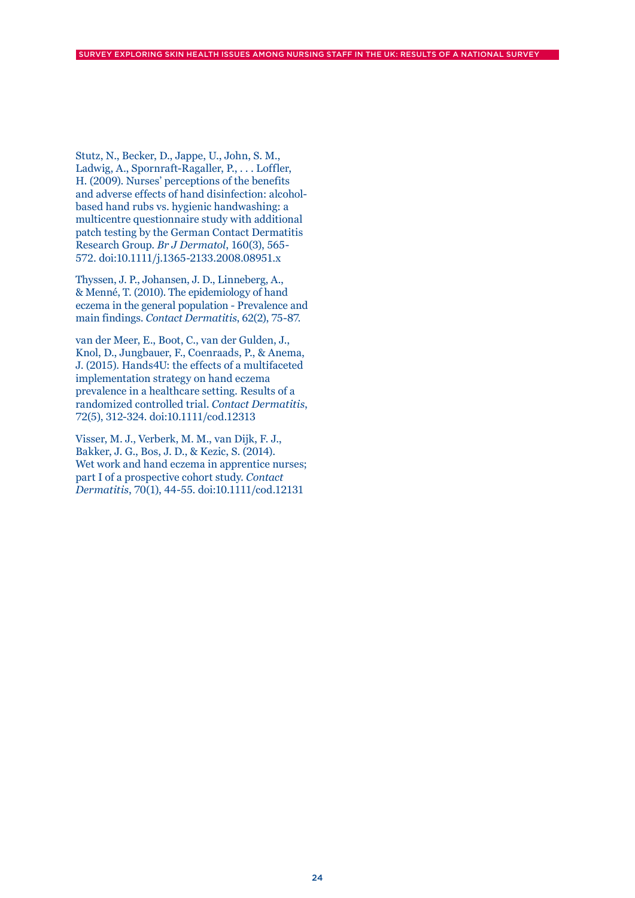Stutz, N., Becker, D., Jappe, U., John, S. M., Ladwig, A., Spornraft-Ragaller, P., . . . Loffler, H. (2009). Nurses' perceptions of the benefits and adverse effects of hand disinfection: alcohol-based hand rubs vs. hygienic handwashing: a multicentre questionnaire study with additional patch testing by the German Contact Dermatitis Research Group. *Br J Dermatol*, 160(3), 565-572. doi:10.1111/j.1365-2133.2008.08951.x

Thyssen, J. P., Johansen, J. D., Linneberg, A., & Menné, T. (2010). The epidemiology of hand eczema in the general population - Prevalence and main findings. *Contact Dermatitis*, 62(2), 75-87.

van der Meer, E., Boot, C., van der Gulden, J., Knol, D., Jungbauer, F., Coenraads, P., & Anema, J. (2015). Hands4U: the effects of a multifaceted implementation strategy on hand eczema prevalence in a healthcare setting. Results of a randomized controlled trial. *Contact Dermatitis*, 72(5), 312-324. doi:10.1111/cod.12313

Visser, M. J., Verberk, M. M., van Dijk, F. J., Bakker, J. G., Bos, J. D., & Kezic, S. (2014). Wet work and hand eczema in apprentice nurses; part I of a prospective cohort study. *Contact Dermatitis*, 70(1), 44-55. doi:10.1111/cod.12131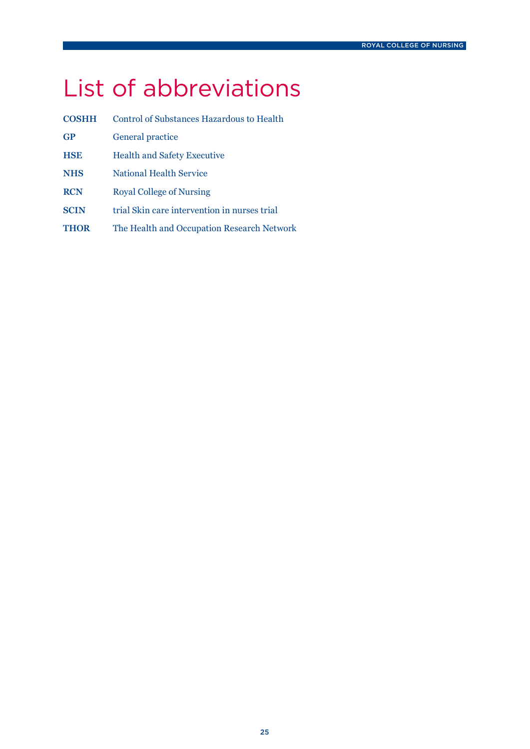# List of abbreviations

**COSHH** Control of Substances Hazardous to Health

**GP** General practice

**HSE** Health and Safety Executive

**NHS** National Health Service

**RCN** Royal College of Nursing

**SCIN** trial Skin care intervention in nurses trial

**THOR** The Health and Occupation Research Network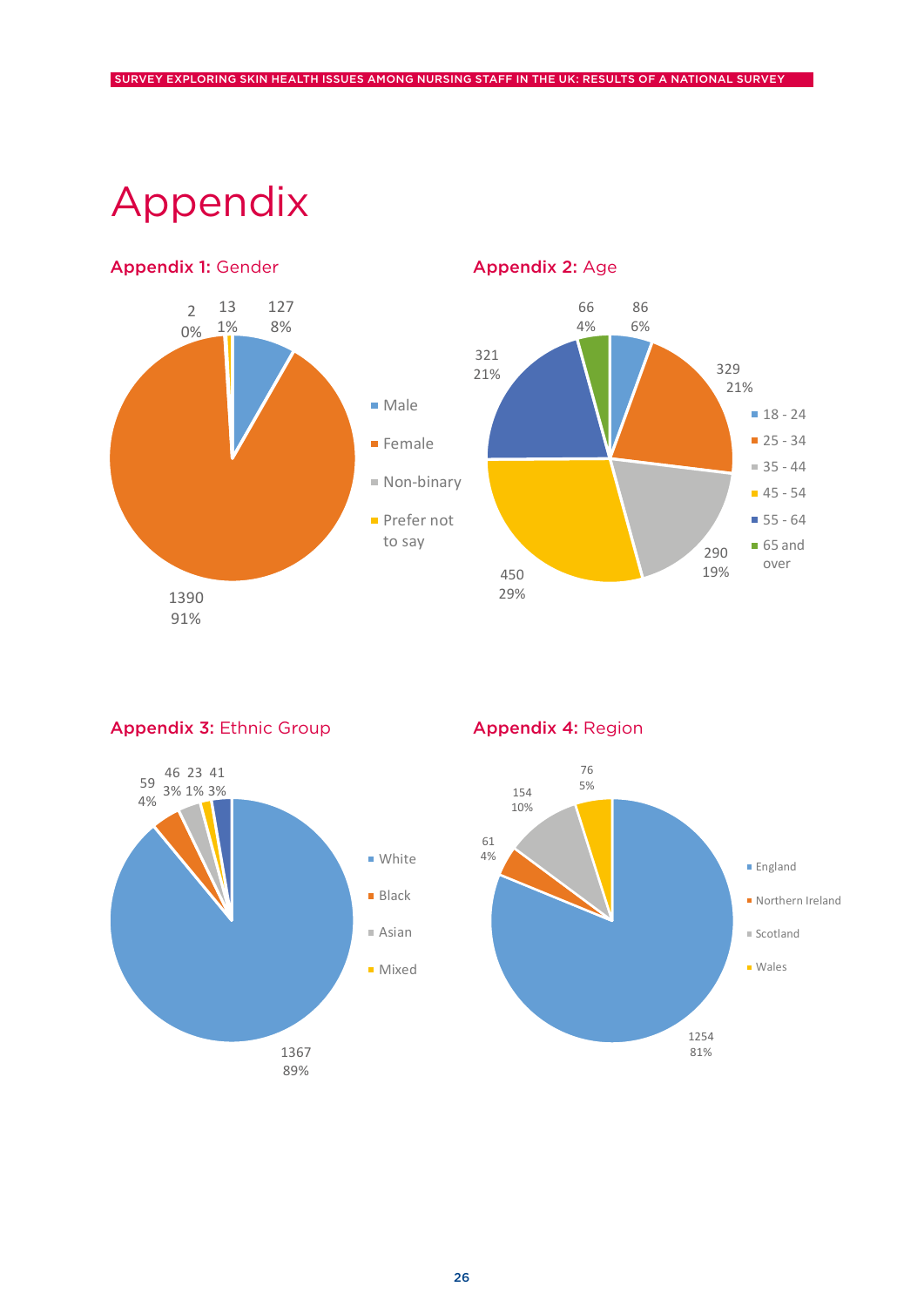# Appendix

## Appendix 1: Gender

| Gender | Number | Percentage |
|---|---|---|
| Male | 127 | 8% |
| Female | 1390 | 91% |
| Non-binary | 13 | 1% |
| Prefer not to say | 2 | 0% |

## Appendix 2: Age

| Age | Number | Percentage |
|---|---|---|
| 18 - 24 | 86 | 6% |
| 25 - 34 | 329 | 21% |
| 35 - 44 | 290 | 19% |
| 45 - 54 | 450 | 29% |
| 55 - 64 | 321 | 21% |
| 65 and over | 66 | 4% |

## Appendix 3: Ethnic Group

| Ethnic Group | Number | Percentage |
|---|---|---|
| White | 1367 | 89% |
| Black | 59 | 4% |
| Asian | 46 | 3% |
| Mixed | 23 | 1% |
| | 41 | 3% |

## Appendix 4: Region

| Region | Number | Percentage |
|---|---|---|
| England | 1254 | 81% |
| Northern Ireland | 61 | 4% |
| Scotland | 154 | 10% |
| Wales | 76 | 5% |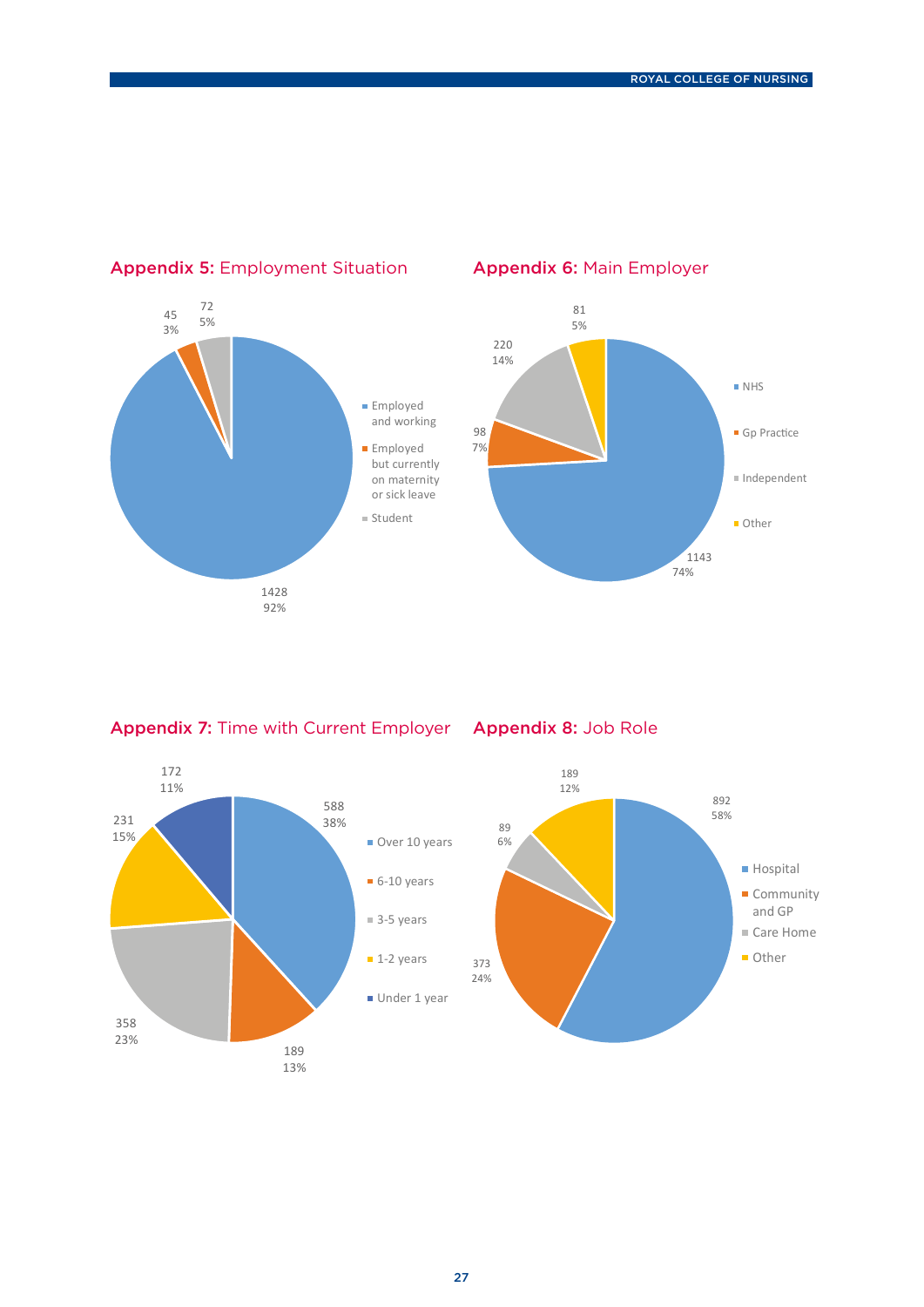## Appendix 5: Employment Situation

| Employment Situation | Number | Percentage |
| --- | --- | --- |
| Employed and working | 1428 | 92% |
| Employed but currently on maternity or sick leave | 45 | 3% |
| Student | 72 | 5% |

## Appendix 6: Main Employer

| Main Employer | Number | Percentage |
| --- | --- | --- |
| NHS | 1143 | 74% |
| Gp Practice | 98 | 7% |
| Independent | 220 | 14% |
| Other | 81 | 5% |

## Appendix 7: Time with Current Employer

| Time with Current Employer | Number | Percentage |
| --- | --- | --- |
| Over 10 years | 588 | 38% |
| 6-10 years | 189 | 13% |
| 3-5 years | 358 | 23% |
| 1-2 years | 231 | 15% |
| Under 1 year | 172 | 11% |

## Appendix 8: Job Role

| Job Role | Number | Percentage |
| --- | --- | --- |
| Hospital | 892 | 58% |
| Community and GP | 373 | 24% |
| Care Home | 89 | 6% |
| Other | 189 | 12% |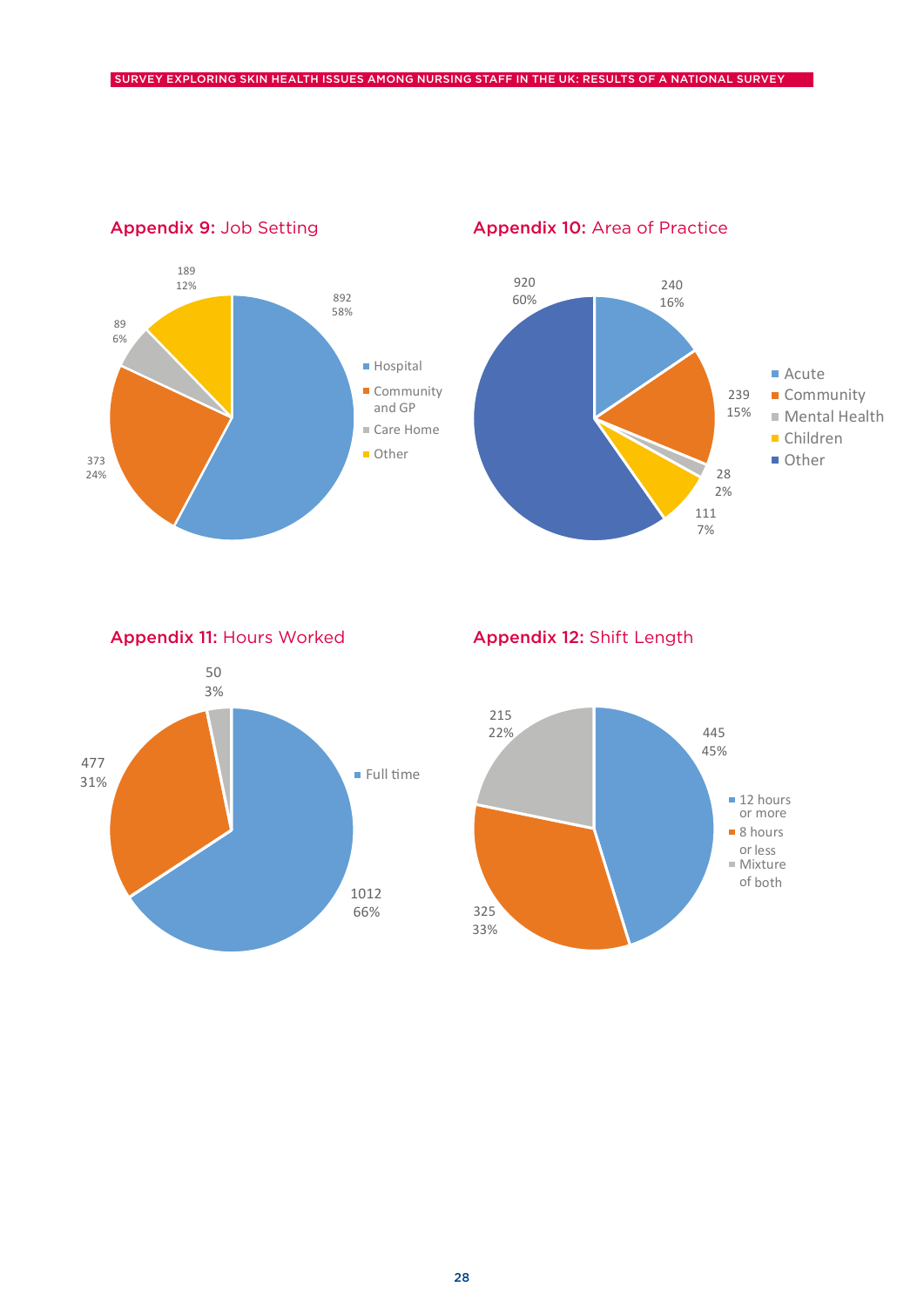## Appendix 9: Job Setting

| Job Setting | n | % |
|---|---|---|
| Hospital | 892 | 58% |
| Community and GP | 373 | 24% |
| Care Home | 89 | 6% |
| Other | 189 | 12% |

## Appendix 10: Area of Practice

| Area of Practice | n | % |
|---|---|---|
| Acute | 240 | 16% |
| Community | 239 | 15% |
| Mental Health | 28 | 2% |
| Children | 111 | 7% |
| Other | 920 | 60% |

## Appendix 11: Hours Worked

| Hours Worked | n | % |
|---|---|---|
| Full time | 1012 | 66% |
|  | 477 | 31% |
|  | 50 | 3% |

## Appendix 12: Shift Length

| Shift Length | n | % |
|---|---|---|
| 12 hours or more | 445 | 45% |
| 8 hours or less | 325 | 33% |
| Mixture of both | 215 | 22% |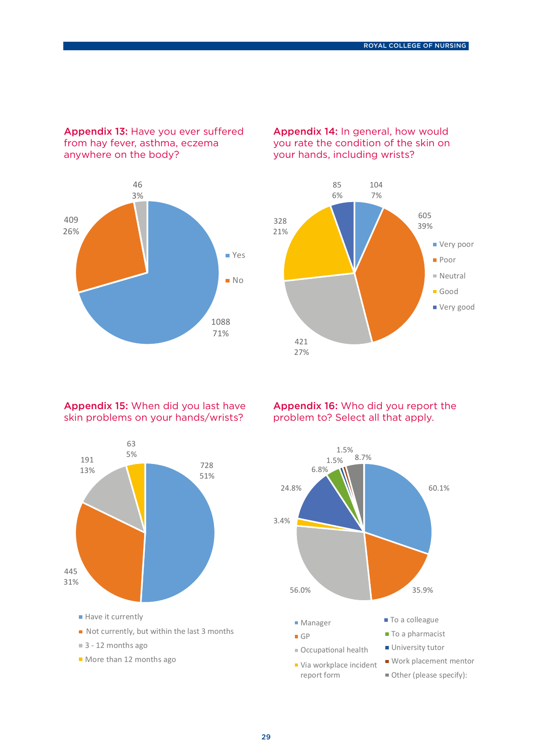**Appendix 13:** Have you ever suffered from hay fever, asthma, eczema anywhere on the body?

| Response | Count | Percentage |
|---|---|---|
| Yes | 1088 | 71% |
| No | 409 | 26% |
| (unlabelled) | 46 | 3% |

**Appendix 14:** In general, how would you rate the condition of the skin on your hands, including wrists?

| Response | Count | Percentage |
|---|---|---|
| Very poor | 104 | 7% |
| Poor | 605 | 39% |
| Neutral | 421 | 27% |
| Good | 328 | 21% |
| Very good | 85 | 6% |

**Appendix 15:** When did you last have skin problems on your hands/wrists?

| Response | Count | Percentage |
|---|---|---|
| Have it currently | 728 | 51% |
| Not currently, but within the last 3 months | 445 | 31% |
| 3 - 12 months ago | 191 | 13% |
| More than 12 months ago | 63 | 5% |

**Appendix 16:** Who did you report the problem to? Select all that apply.

| Response | Percentage |
|---|---|
| Manager | 60.1% |
| GP | 35.9% |
| Occupational health | 56.0% |
| Via workplace incident report form | 3.4% |
| To a colleague | 24.8% |
| To a pharmacist | 6.8% |
| University tutor | 1.5% |
| Work placement mentor | 1.5% |
| Other (please specify): | 8.7% |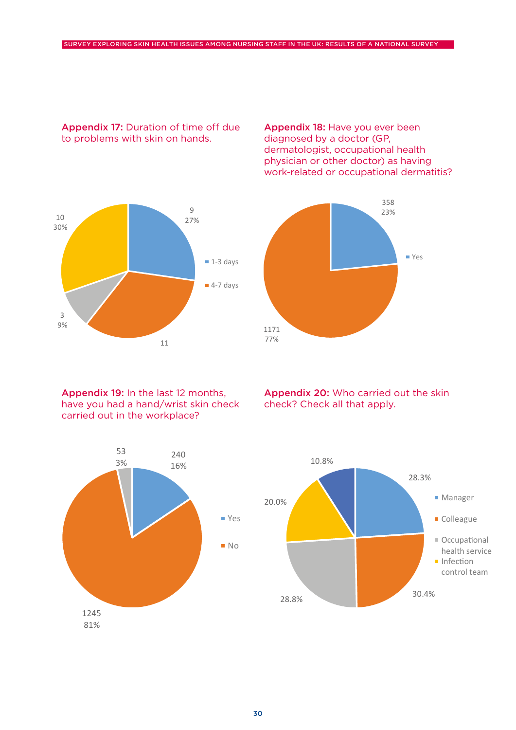**Appendix 17:** Duration of time off due to problems with skin on hands.

| Duration | Count | Percentage |
|---|---|---|
| 1-3 days | 9 | 27% |
| 4-7 days | 11 | |
| | 3 | 9% |
| | 10 | 30% |

**Appendix 18:** Have you ever been diagnosed by a doctor (GP, dermatologist, occupational health physician or other doctor) as having work-related or occupational dermatitis?

| Response | Count | Percentage |
|---|---|---|
| Yes | 358 | 23% |
| | 1171 | 77% |

**Appendix 19:** In the last 12 months, have you had a hand/wrist skin check carried out in the workplace?

| Response | Count | Percentage |
|---|---|---|
| Yes | 240 | 16% |
| No | 1245 | 81% |
| | 53 | 3% |

**Appendix 20:** Who carried out the skin check? Check all that apply.

| Response | Percentage |
|---|---|
| Manager | 28.3% |
| Colleague | 30.4% |
| Occupational health service | 28.8% |
| Infection control team | 20.0% |
| | 10.8% |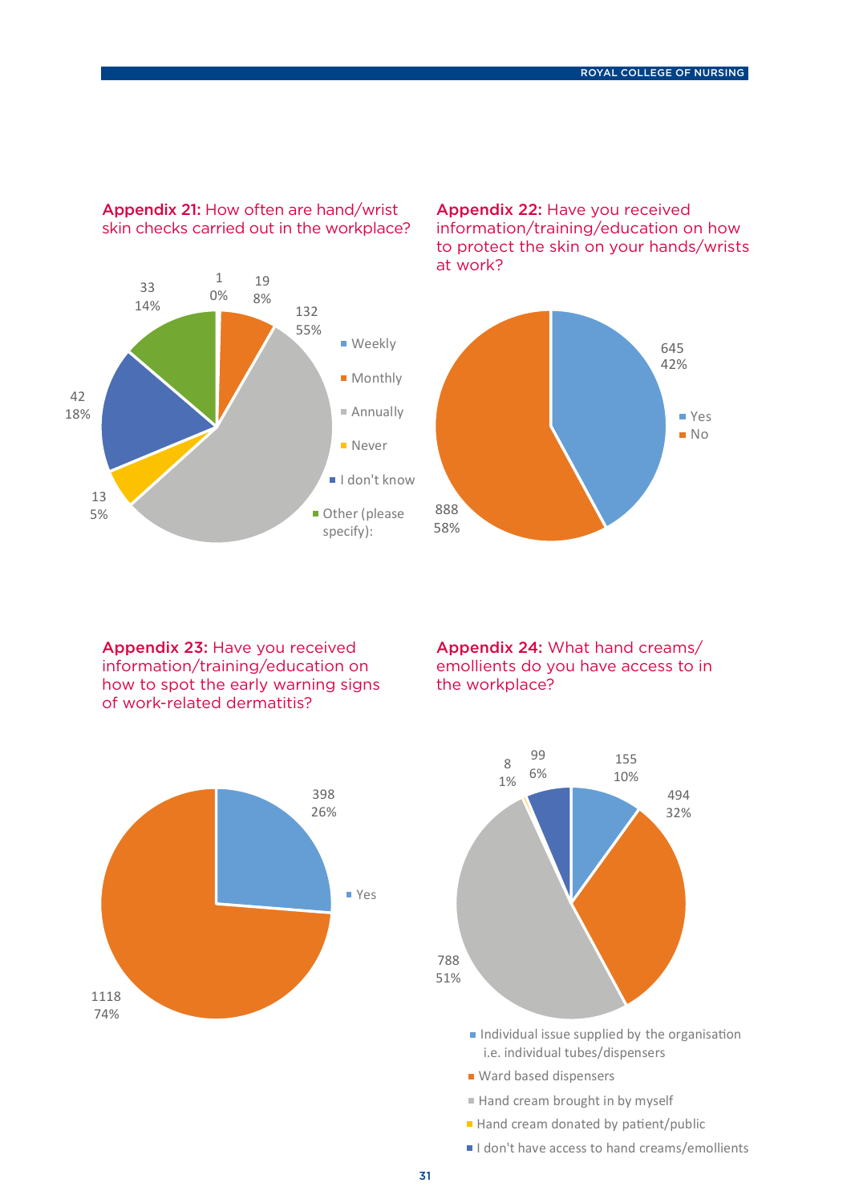**Appendix 21:** How often are hand/wrist skin checks carried out in the workplace?

| Response | Count | % |
|---|---|---|
| Weekly | 1 | 0% |
| Monthly | 19 | 8% |
| Annually | 132 | 55% |
| Never | 13 | 5% |
| I don't know | 42 | 18% |
| Other (please specify): | 33 | 14% |

**Appendix 22:** Have you received information/training/education on how to protect the skin on your hands/wrists at work?

| Response | Count | % |
|---|---|---|
| Yes | 645 | 42% |
| No | 888 | 58% |

**Appendix 23:** Have you received information/training/education on how to spot the early warning signs of work-related dermatitis?

| Response | Count | % |
|---|---|---|
| Yes | 398 | 26% |
| | 1118 | 74% |

**Appendix 24:** What hand creams/emollients do you have access to in the workplace?

| Response | Count | % |
|---|---|---|
| Individual issue supplied by the organisation i.e. individual tubes/dispensers | 155 | 10% |
| Ward based dispensers | 494 | 32% |
| Hand cream brought in by myself | 788 | 51% |
| Hand cream donated by patient/public | 8 | 1% |
| I don't have access to hand creams/emollients | 99 | 6% |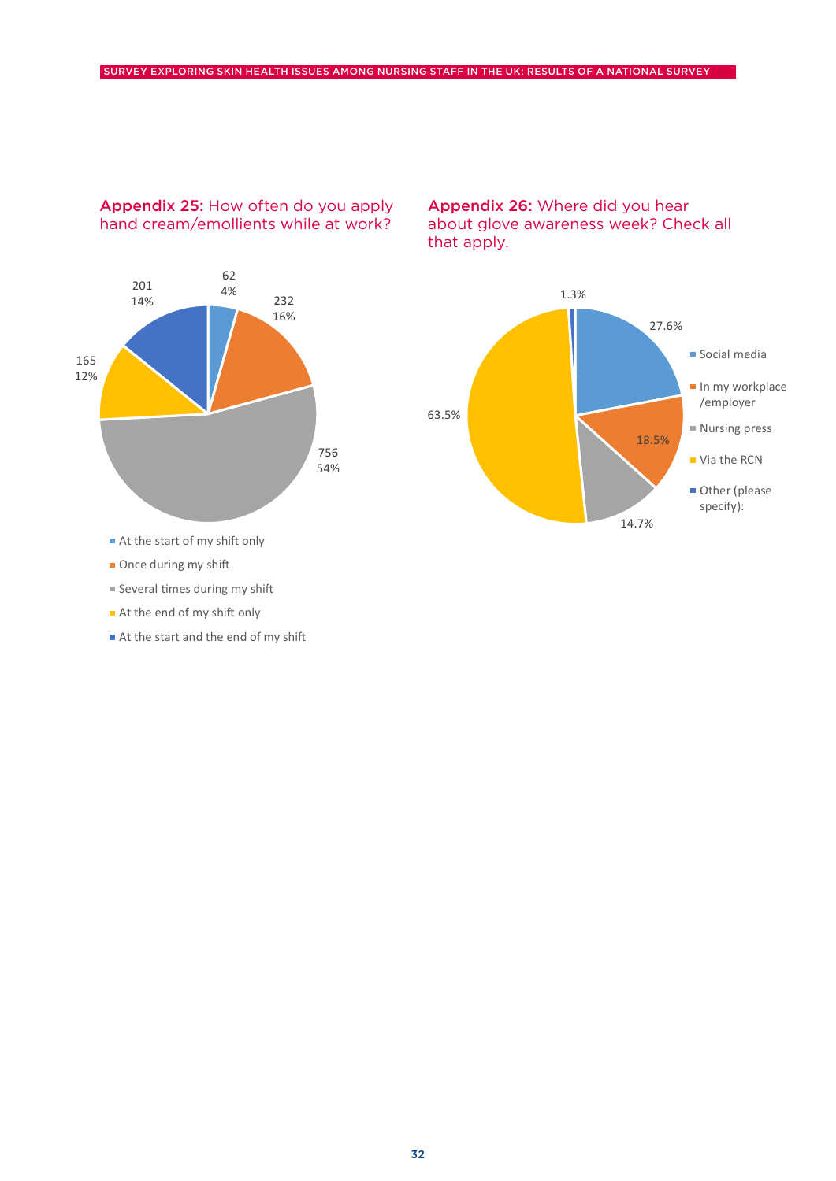**Appendix 25:** How often do you apply hand cream/emollients while at work?

| Response | Count | Percentage |
| --- | --- | --- |
| At the start of my shift only | 62 | 4% |
| Once during my shift | 232 | 16% |
| Several times during my shift | 756 | 54% |
| At the end of my shift only | 165 | 12% |
| At the start and the end of my shift | 201 | 14% |

**Appendix 26:** Where did you hear about glove awareness week? Check all that apply.

| Response | Percentage |
| --- | --- |
| Social media | 27.6% |
| In my workplace /employer | 18.5% |
| Nursing press | 14.7% |
| Via the RCN | 63.5% |
| Other (please specify): | 1.3% |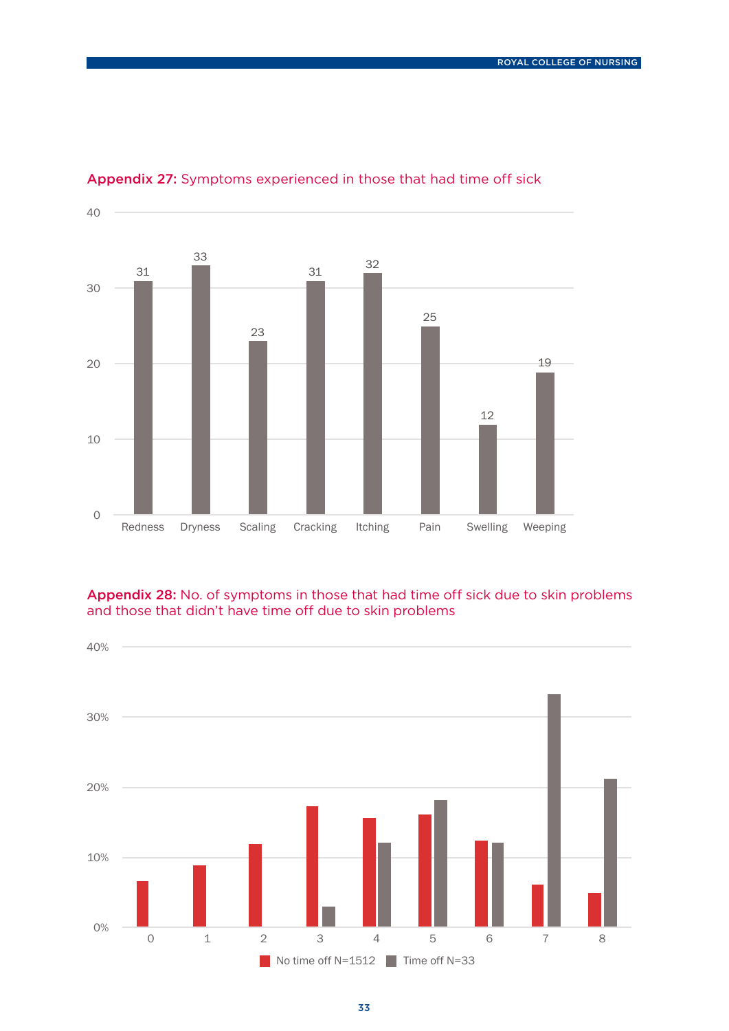**Appendix 27:** Symptoms experienced in those that had time off sick

| Symptom | Count |
|---|---|
| Redness | 31 |
| Dryness | 33 |
| Scaling | 23 |
| Cracking | 31 |
| Itching | 32 |
| Pain | 25 |
| Swelling | 12 |
| Weeping | 19 |

**Appendix 28:** No. of symptoms in those that had time off sick due to skin problems and those that didn't have time off due to skin problems

Legend: No time off N=1512; Time off N=33

Y-axis: 0%–40%. X-axis: number of symptoms (0–8).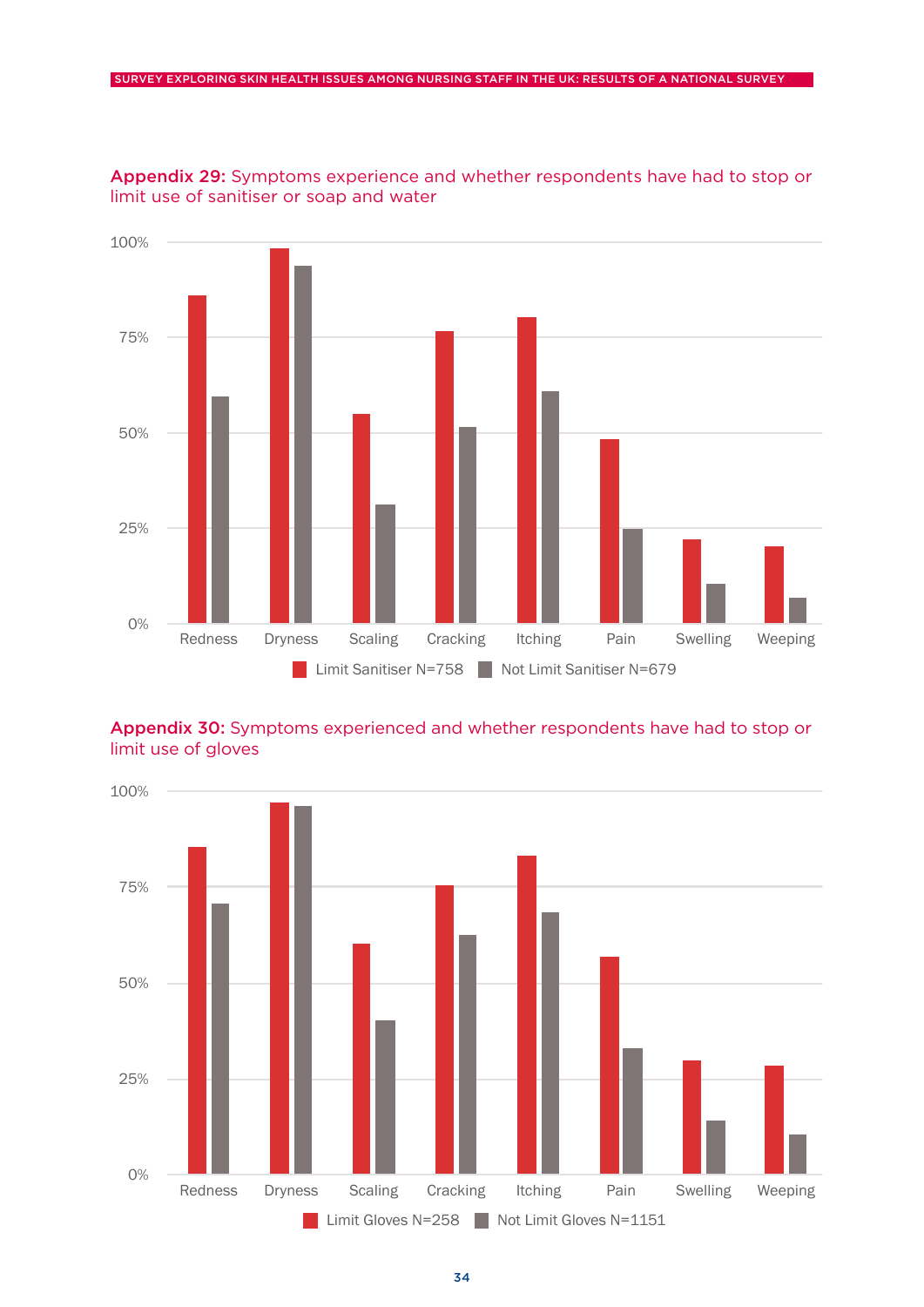**Appendix 29:** Symptoms experience and whether respondents have had to stop or limit use of sanitiser or soap and water

100%
75%
50%
25%
0%

Redness Dryness Scaling Cracking Itching Pain Swelling Weeping

Limit Sanitiser N=758 Not Limit Sanitiser N=679

**Appendix 30:** Symptoms experienced and whether respondents have had to stop or limit use of gloves

100%
75%
50%
25%
0%

Redness Dryness Scaling Cracking Itching Pain Swelling Weeping

Limit Gloves N=258 Not Limit Gloves N=1151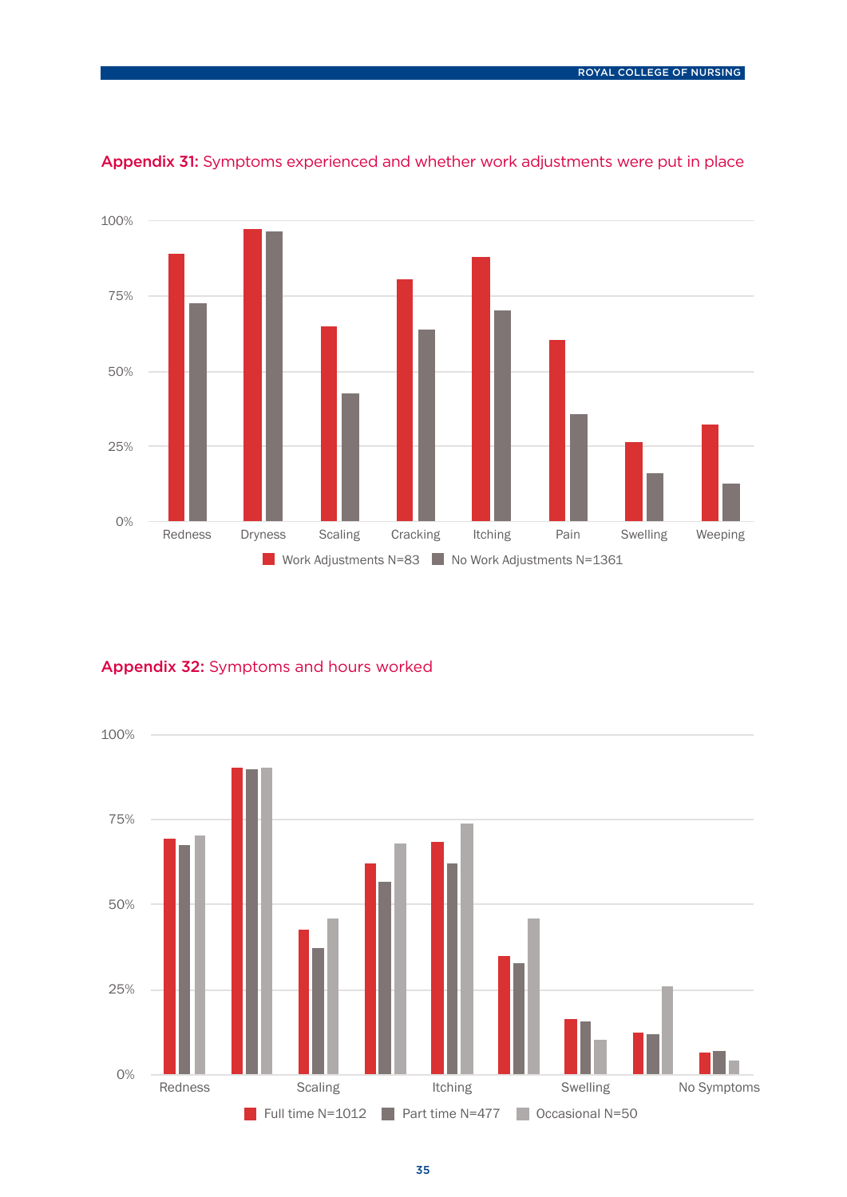**Appendix 31:** Symptoms experienced and whether work adjustments were put in place

100%
75%
50%
25%
0%

Redness Dryness Scaling Cracking Itching Pain Swelling Weeping

Work Adjustments N=83 No Work Adjustments N=1361

**Appendix 32:** Symptoms and hours worked

100%
75%
50%
25%
0%

Redness Scaling Itching Swelling No Symptoms

Full time N=1012 Part time N=477 Occasional N=50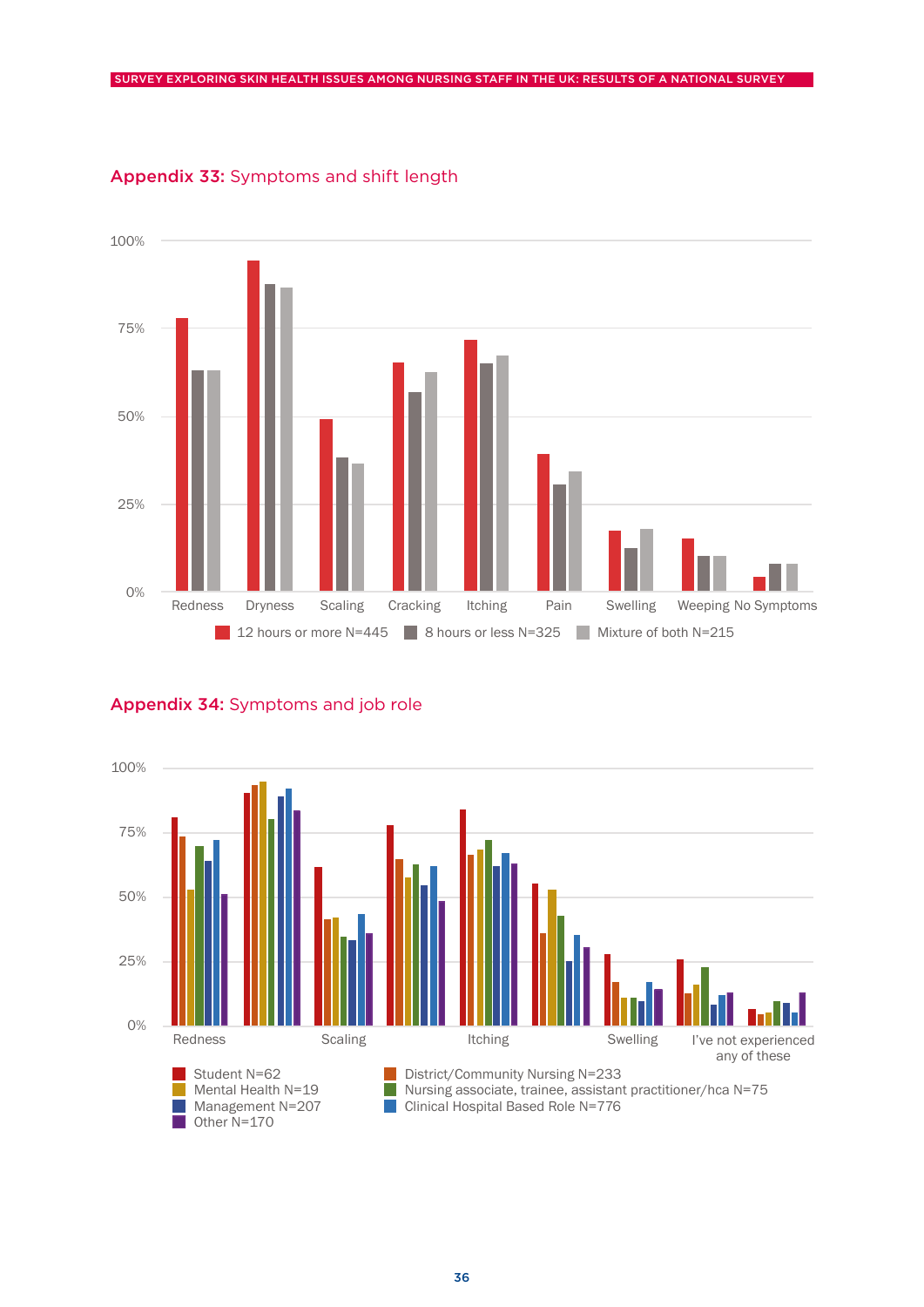## Appendix 33: Symptoms and shift length

100%

75%

50%

25%

0%

Redness Dryness Scaling Cracking Itching Pain Swelling Weeping No Symptoms

12 hours or more N=445 | 8 hours or less N=325 | Mixture of both N=215

## Appendix 34: Symptoms and job role

100%

75%

50%

25%

0%

Redness Scaling Itching Swelling I've not experienced any of these

- Student N=62
- District/Community Nursing N=233
- Mental Health N=19
- Nursing associate, trainee, assistant practitioner/hca N=75
- Management N=207
- Clinical Hospital Based Role N=776
- Other N=170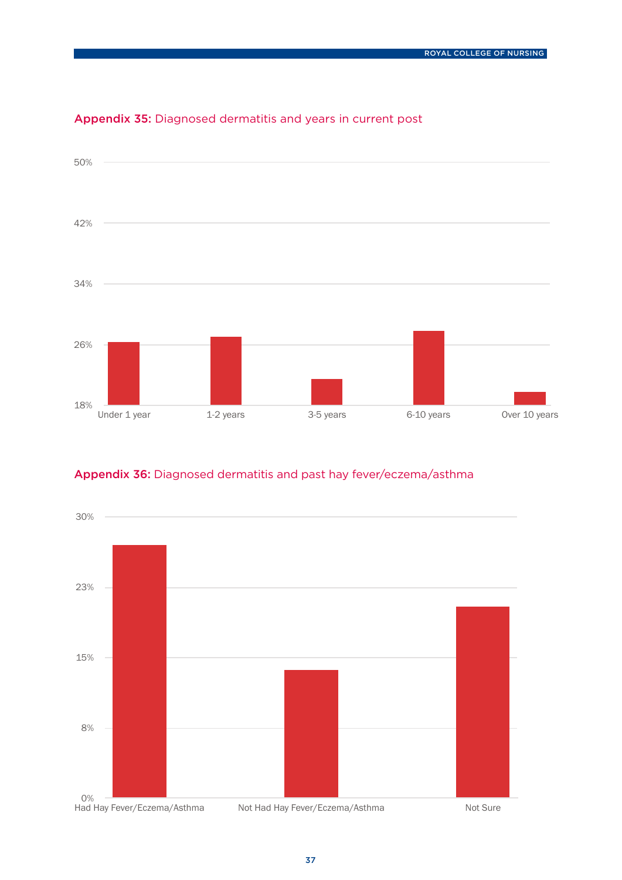## Appendix 35: Diagnosed dermatitis and years in current post

50%
42%
34%
26%
18%

Under 1 year | 1-2 years | 3-5 years | 6-10 years | Over 10 years

## Appendix 36: Diagnosed dermatitis and past hay fever/eczema/asthma

30%
23%
15%
8%
0%

Had Hay Fever/Eczema/Asthma | Not Had Hay Fever/Eczema/Asthma | Not Sure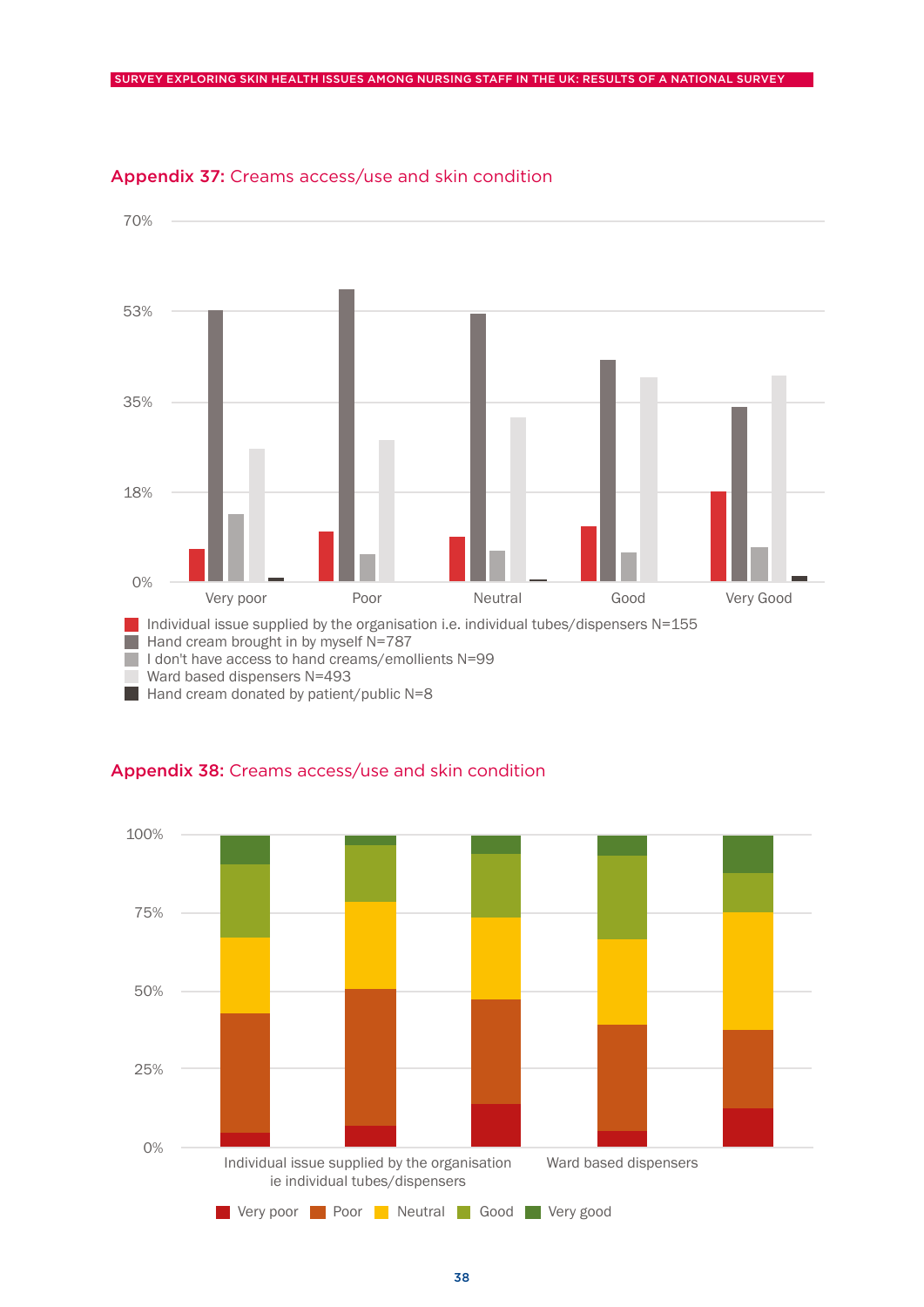## Appendix 37: Creams access/use and skin condition

70%

53%

35%

18%

0%

Very poor | Poor | Neutral | Good | Very Good

- Individual issue supplied by the organisation i.e. individual tubes/dispensers N=155
- Hand cream brought in by myself N=787
- I don't have access to hand creams/emollients N=99
- Ward based dispensers N=493
- Hand cream donated by patient/public N=8

## Appendix 38: Creams access/use and skin condition

100%

75%

50%

25%

0%

Individual issue supplied by the organisation ie individual tubes/dispensers | Ward based dispensers

- Very poor
- Poor
- Neutral
- Good
- Very good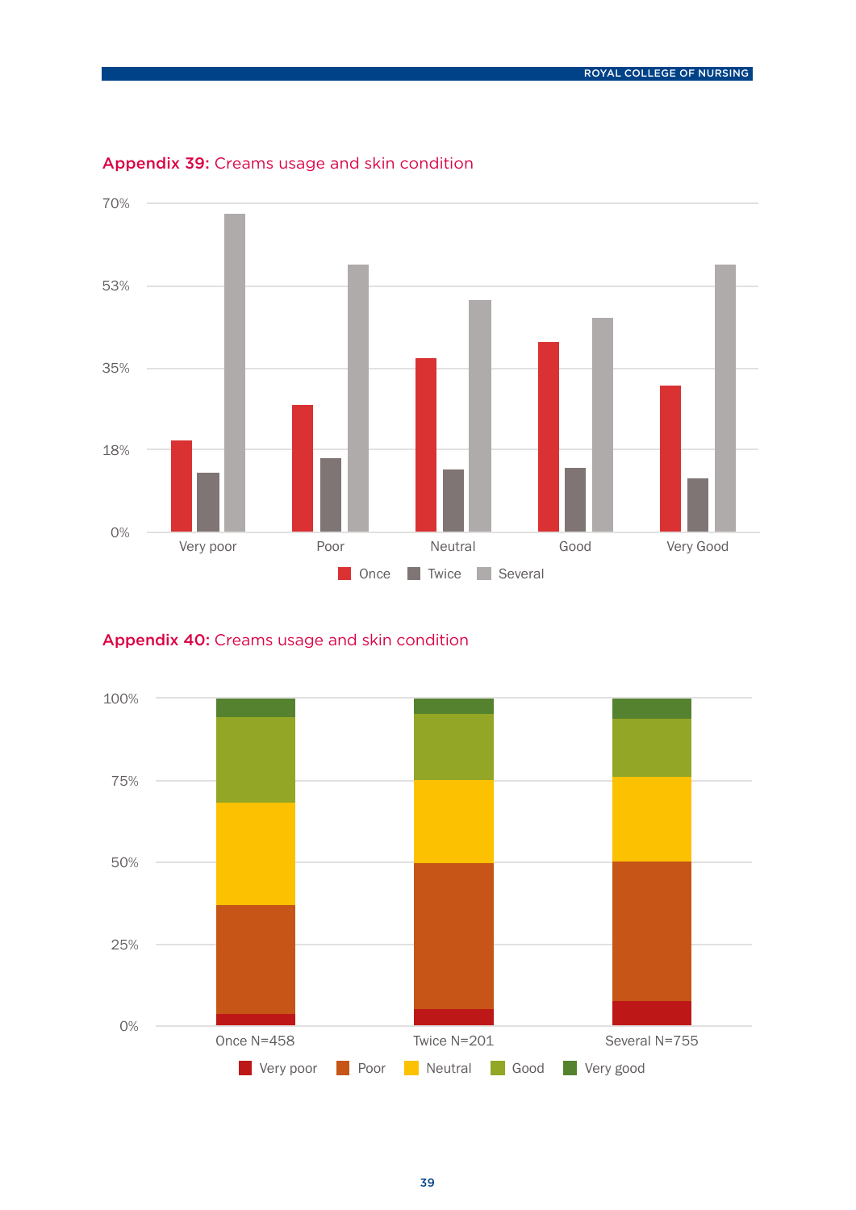**Appendix 39:** Creams usage and skin condition

70%

53%

35%

18%

0%

Very poor Poor Neutral Good Very Good

Once Twice Several

**Appendix 40:** Creams usage and skin condition

100%

75%

50%

25%

0%

Once N=458 Twice N=201 Several N=755

Very poor Poor Neutral Good Very good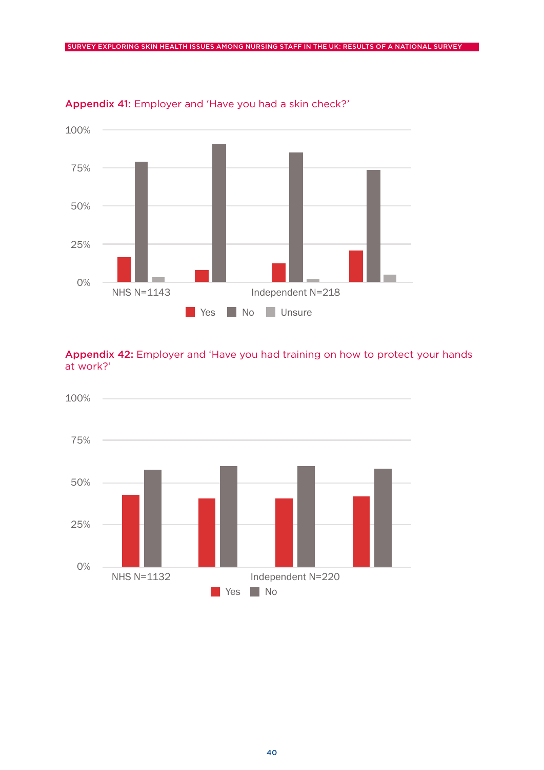**Appendix 41:** Employer and 'Have you had a skin check?'

100%
75%
50%
25%
0%

NHS N=1143    Independent N=218

Yes    No    Unsure

**Appendix 42:** Employer and 'Have you had training on how to protect your hands at work?'

100%
75%
50%
25%
0%

NHS N=1132    Independent N=220

Yes    No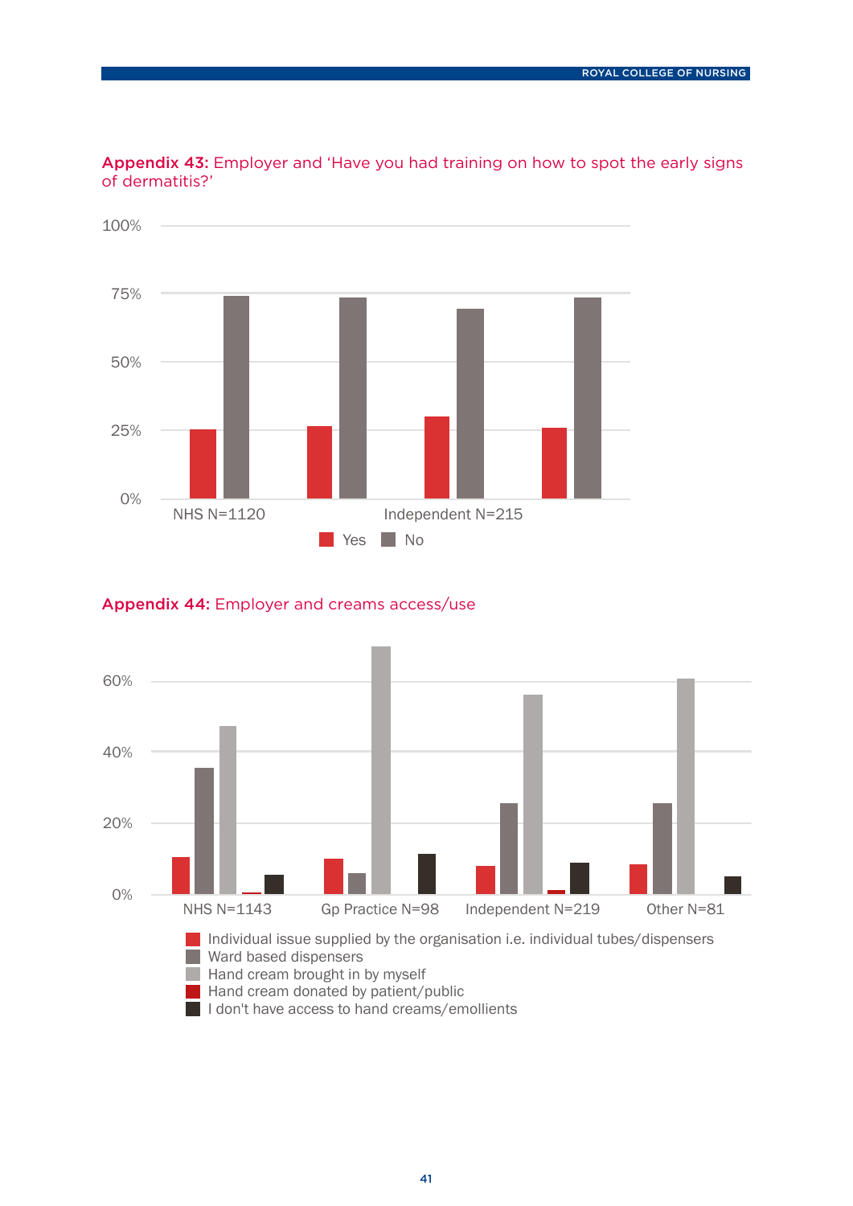**Appendix 43:** Employer and 'Have you had training on how to spot the early signs of dermatitis?'

100%
75%
50%
25%
0%

NHS N=1120 | Independent N=215

Yes | No

**Appendix 44:** Employer and creams access/use

60%
40%
20%
0%

NHS N=1143 | Gp Practice N=98 | Independent N=219 | Other N=81

- Individual issue supplied by the organisation i.e. individual tubes/dispensers
- Ward based dispensers
- Hand cream brought in by myself
- Hand cream donated by patient/public
- I don't have access to hand creams/emollients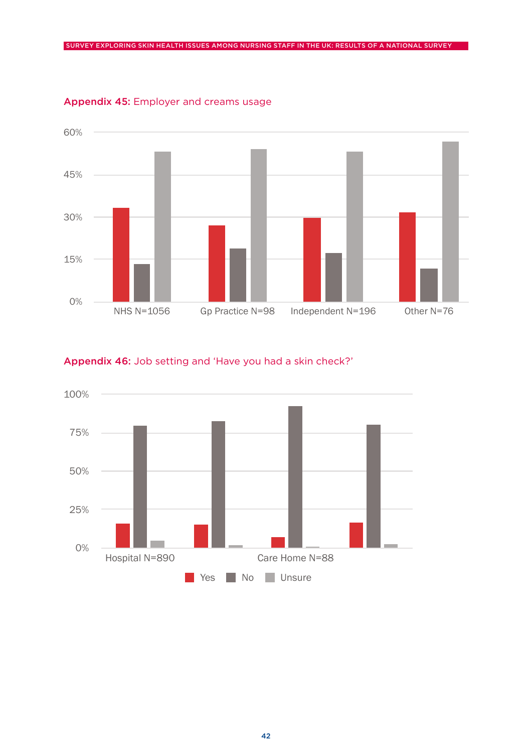**Appendix 45:** Employer and creams usage

60%

45%

30%

15%

0%

NHS N=1056 | Gp Practice N=98 | Independent N=196 | Other N=76

**Appendix 46:** Job setting and 'Have you had a skin check?'

100%

75%

50%

25%

0%

Hospital N=890 | Care Home N=88

Yes | No | Unsure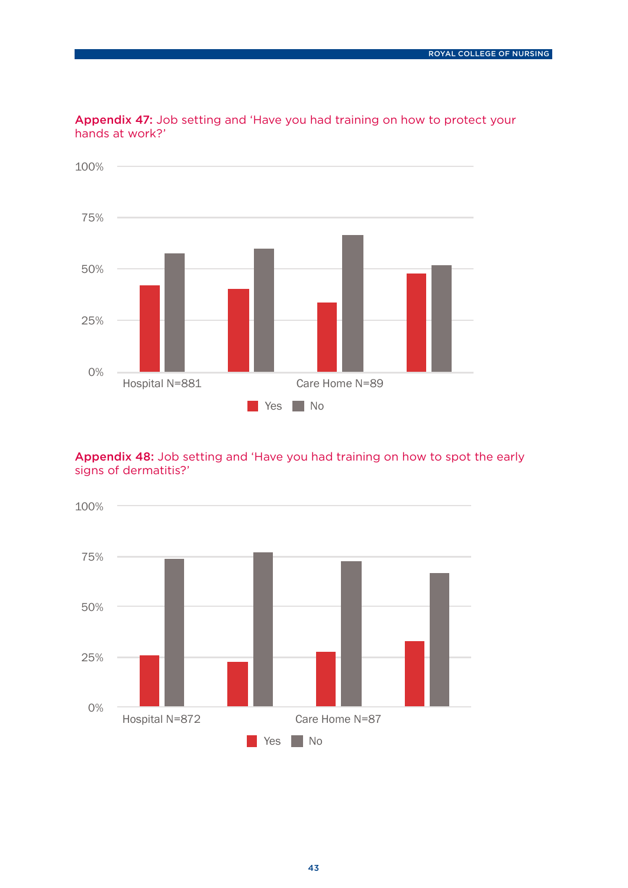**Appendix 47:** Job setting and 'Have you had training on how to protect your hands at work?'

100%
75%
50%
25%
0%

Hospital N=881 Care Home N=89

Yes No

**Appendix 48:** Job setting and 'Have you had training on how to spot the early signs of dermatitis?'

100%
75%
50%
25%
0%

Hospital N=872 Care Home N=87

Yes No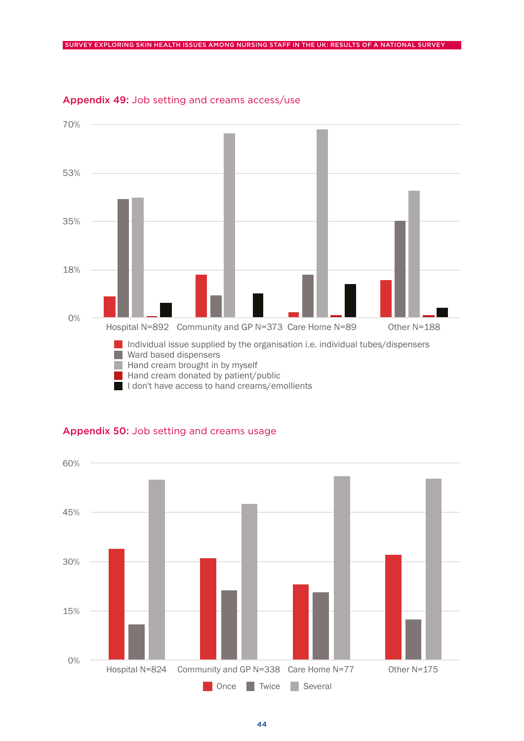## Appendix 49: Job setting and creams access/use

70%

53%

35%

18%

0%

Hospital N=892 | Community and GP N=373 | Care Home N=89 | Other N=188

- Individual issue supplied by the organisation i.e. individual tubes/dispensers
- Ward based dispensers
- Hand cream brought in by myself
- Hand cream donated by patient/public
- I don't have access to hand creams/emollients

## Appendix 50: Job setting and creams usage

60%

45%

30%

15%

0%

Hospital N=824 | Community and GP N=338 | Care Home N=77 | Other N=175

- Once
- Twice
- Several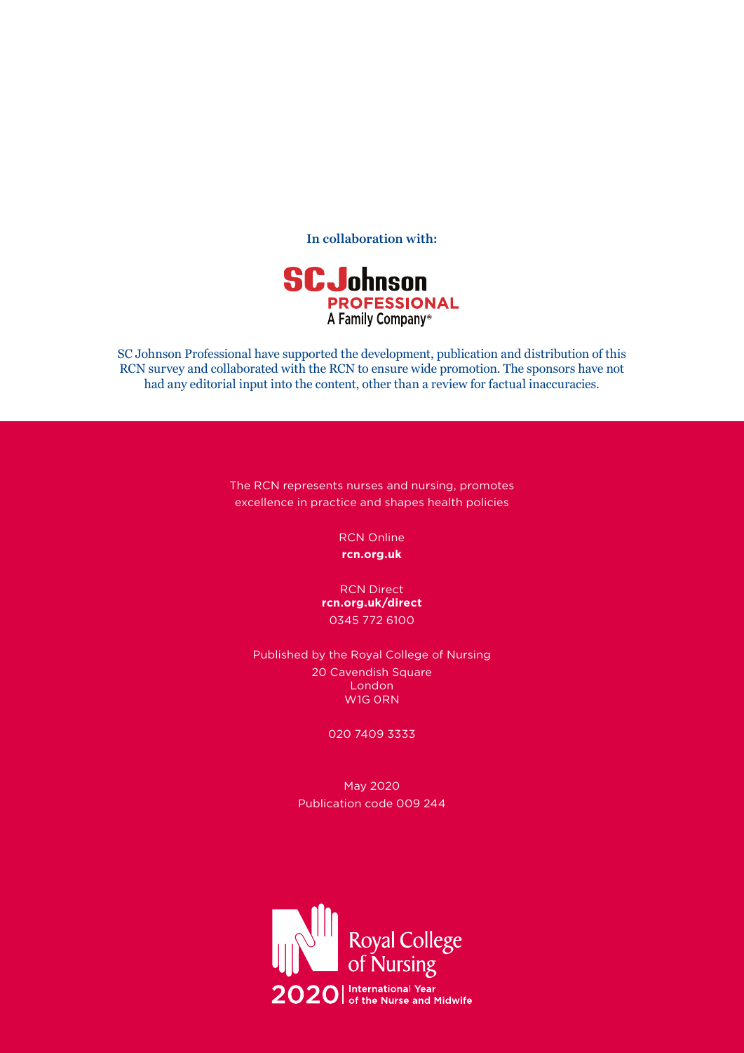**In collaboration with:**

SC Johnson PROFESSIONAL
A Family Company®

SC Johnson Professional have supported the development, publication and distribution of this RCN survey and collaborated with the RCN to ensure wide promotion. The sponsors have not had any editorial input into the content, other than a review for factual inaccuracies.

The RCN represents nurses and nursing, promotes excellence in practice and shapes health policies

RCN Online
**rcn.org.uk**

RCN Direct
**rcn.org.uk/direct**
0345 772 6100

Published by the Royal College of Nursing
20 Cavendish Square
London
W1G 0RN

020 7409 3333

May 2020
Publication code 009 244

Royal College of Nursing
2020 International Year of the Nurse and Midwife